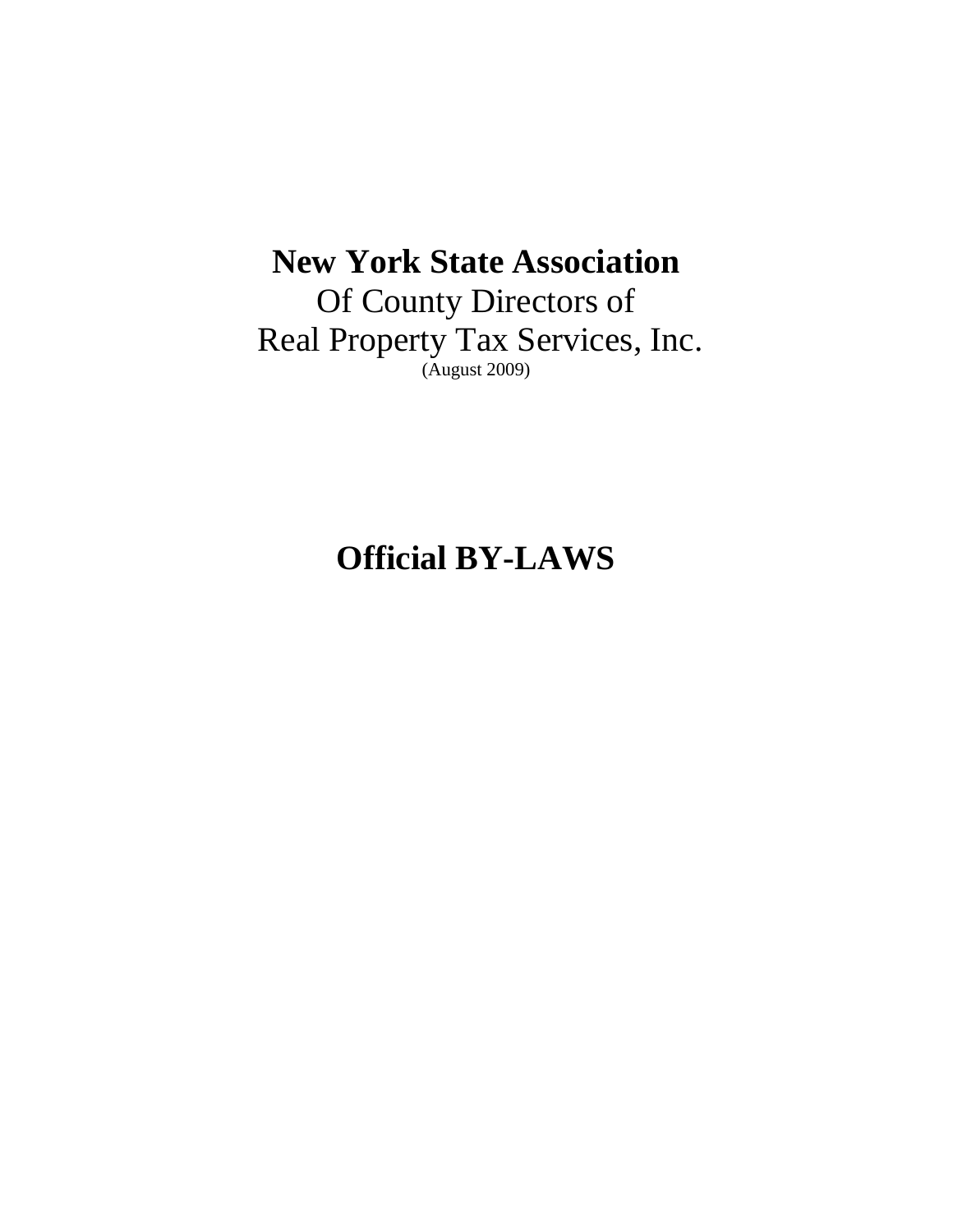# New York State Association

Of County Directors of
Real Property Tax Services, Inc.
(August 2009)

# Official BY-LAWS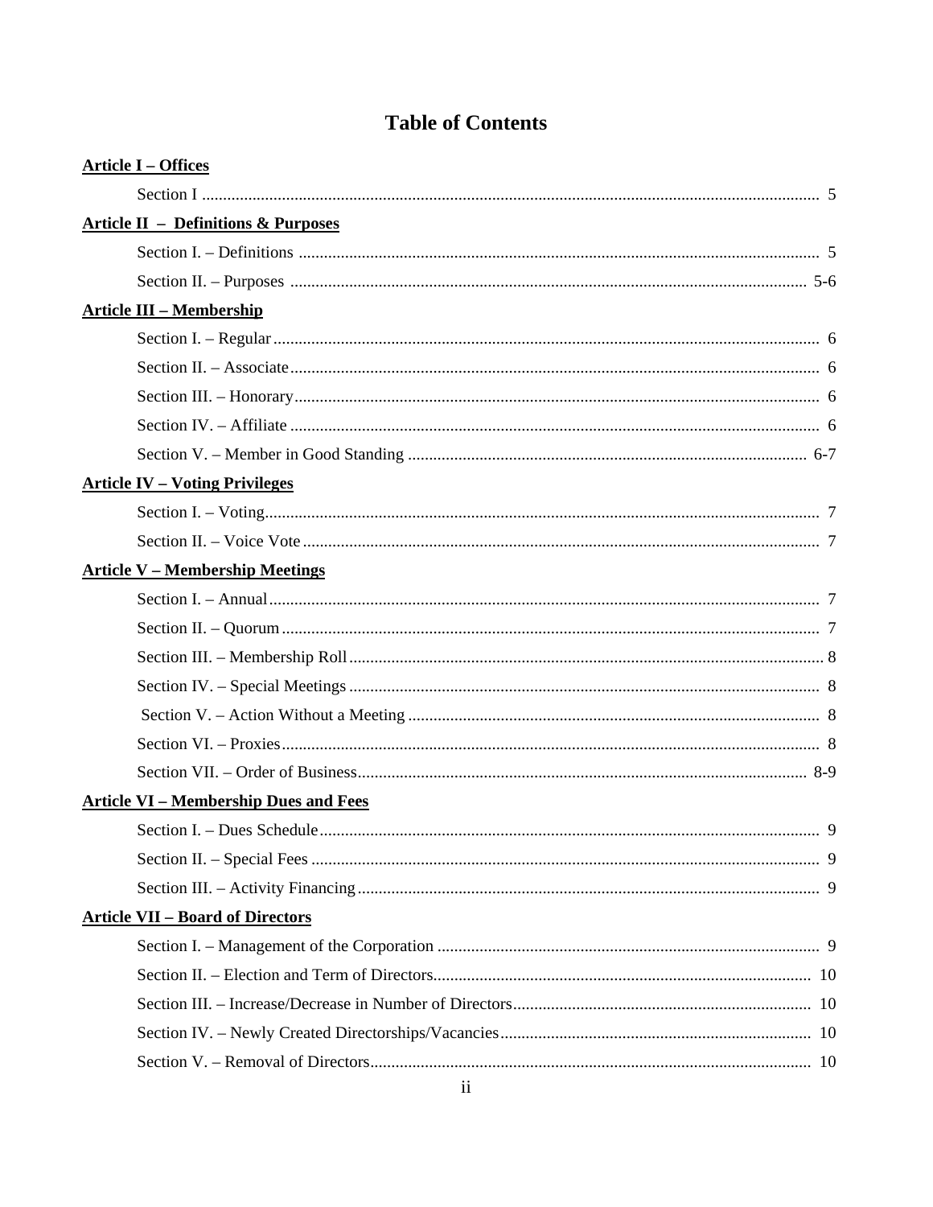# Table of Contents

**Article I – Offices**

Section I .......... 5

**Article II – Definitions & Purposes**

Section I. – Definitions .......... 5

Section II. – Purposes .......... 5-6

**Article III – Membership**

Section I. – Regular .......... 6

Section II. – Associate .......... 6

Section III. – Honorary .......... 6

Section IV. – Affiliate .......... 6

Section V. – Member in Good Standing .......... 6-7

**Article IV – Voting Privileges**

Section I. – Voting .......... 7

Section II. – Voice Vote .......... 7

**Article V – Membership Meetings**

Section I. – Annual .......... 7

Section II. – Quorum .......... 7

Section III. – Membership Roll .......... 8

Section IV. – Special Meetings .......... 8

Section V. – Action Without a Meeting .......... 8

Section VI. – Proxies .......... 8

Section VII. – Order of Business .......... 8-9

**Article VI – Membership Dues and Fees**

Section I. – Dues Schedule .......... 9

Section II. – Special Fees .......... 9

Section III. – Activity Financing .......... 9

**Article VII – Board of Directors**

Section I. – Management of the Corporation .......... 9

Section II. – Election and Term of Directors .......... 10

Section III. – Increase/Decrease in Number of Directors .......... 10

Section IV. – Newly Created Directorships/Vacancies .......... 10

Section V. – Removal of Directors .......... 10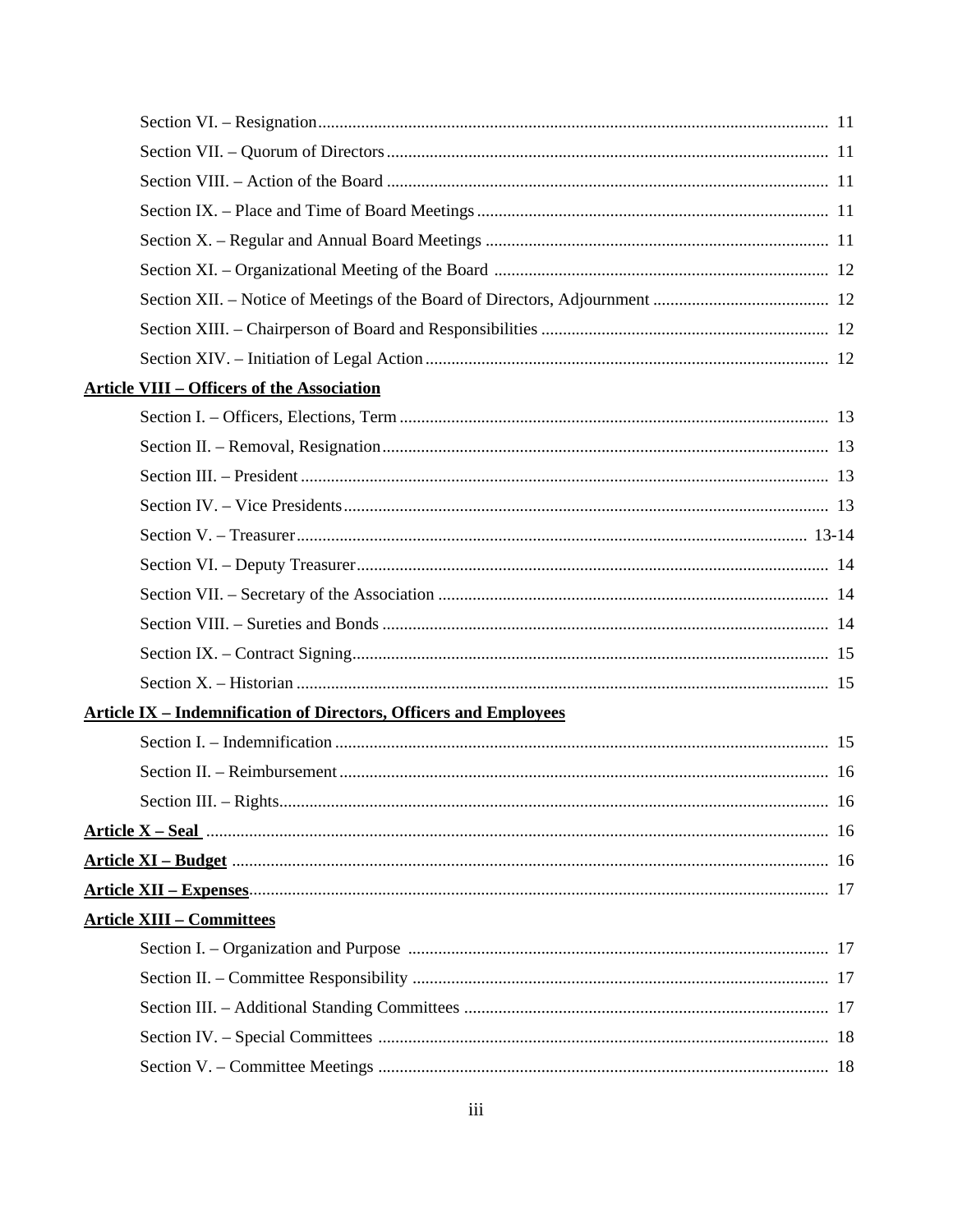Section VI. – Resignation ........ 11

Section VII. – Quorum of Directors ........ 11

Section VIII. – Action of the Board ........ 11

Section IX. – Place and Time of Board Meetings ........ 11

Section X. – Regular and Annual Board Meetings ........ 11

Section XI. – Organizational Meeting of the Board ........ 12

Section XII. – Notice of Meetings of the Board of Directors, Adjournment ........ 12

Section XIII. – Chairperson of Board and Responsibilities ........ 12

Section XIV. – Initiation of Legal Action ........ 12

**Article VIII – Officers of the Association**

Section I. – Officers, Elections, Term ........ 13

Section II. – Removal, Resignation ........ 13

Section III. – President ........ 13

Section IV. – Vice Presidents ........ 13

Section V. – Treasurer ........ 13-14

Section VI. – Deputy Treasurer ........ 14

Section VII. – Secretary of the Association ........ 14

Section VIII. – Sureties and Bonds ........ 14

Section IX. – Contract Signing ........ 15

Section X. – Historian ........ 15

**Article IX – Indemnification of Directors, Officers and Employees**

Section I. – Indemnification ........ 15

Section II. – Reimbursement ........ 16

Section III. – Rights ........ 16

**Article X – Seal** ........ 16

**Article XI – Budget** ........ 16

**Article XII – Expenses** ........ 17

**Article XIII – Committees**

Section I. – Organization and Purpose ........ 17

Section II. – Committee Responsibility ........ 17

Section III. – Additional Standing Committees ........ 17

Section IV. – Special Committees ........ 18

Section V. – Committee Meetings ........ 18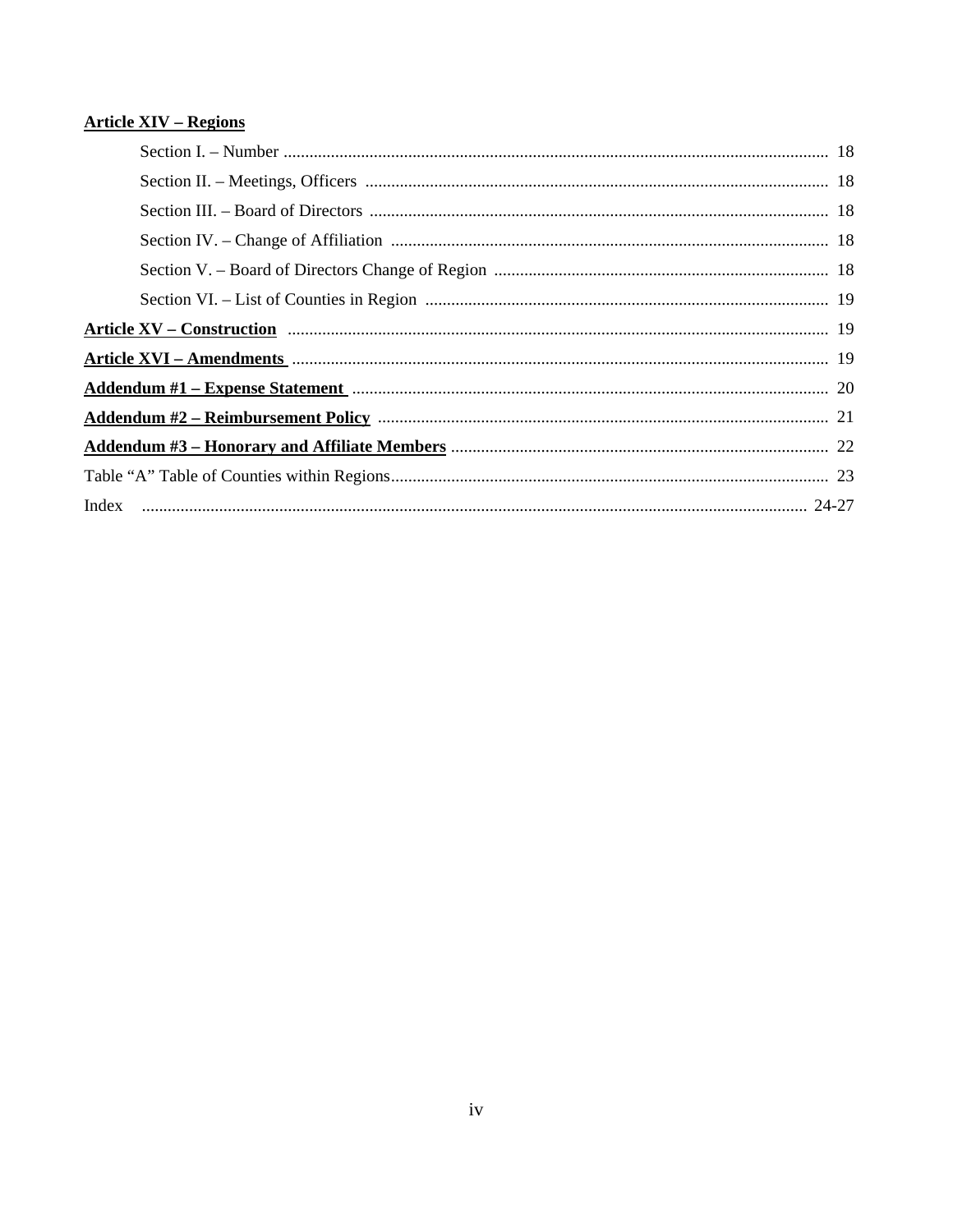**Article XIV – Regions**

Section I. – Number .............................................................................................................. 18

Section II. – Meetings, Officers ........................................................................................... 18

Section III. – Board of Directors .......................................................................................... 18

Section IV. – Change of Affiliation ..................................................................................... 18

Section V. – Board of Directors Change of Region .............................................................. 18

Section VI. – List of Counties in Region ............................................................................. 19

**Article XV – Construction** ............................................................................................................. 19

**Article XVI – Amendments** ............................................................................................................ 19

**Addendum #1 – Expense Statement** .............................................................................................. 20

**Addendum #2 – Reimbursement Policy** ........................................................................................ 21

**Addendum #3 – Honorary and Affiliate Members** ....................................................................... 22

Table "A" Table of Counties within Regions...................................................................................... 23

Index ........................................................................................................................................... 24-27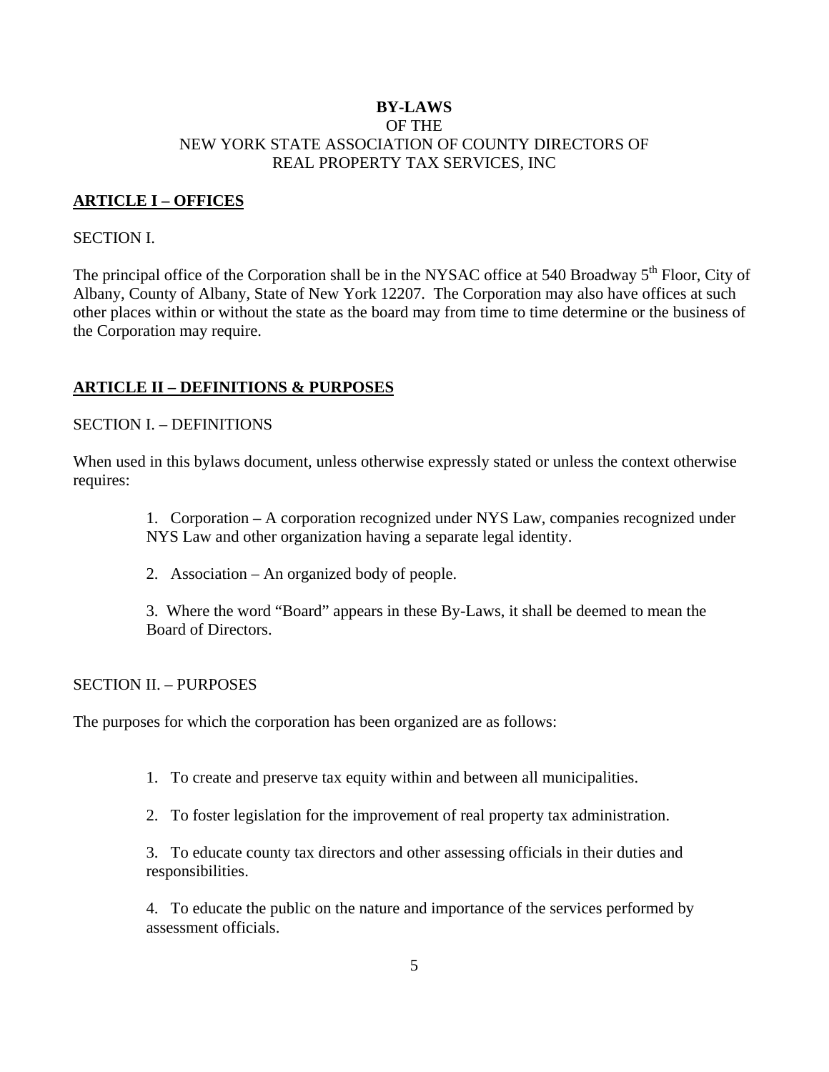# BY-LAWS
OF THE
NEW YORK STATE ASSOCIATION OF COUNTY DIRECTORS OF
REAL PROPERTY TAX SERVICES, INC

## ARTICLE I – OFFICES

SECTION I.

The principal office of the Corporation shall be in the NYSAC office at 540 Broadway 5th Floor, City of Albany, County of Albany, State of New York 12207. The Corporation may also have offices at such other places within or without the state as the board may from time to time determine or the business of the Corporation may require.

## ARTICLE II – DEFINITIONS & PURPOSES

SECTION I. – DEFINITIONS

When used in this bylaws document, unless otherwise expressly stated or unless the context otherwise requires:

1. Corporation **–** A corporation recognized under NYS Law, companies recognized under NYS Law and other organization having a separate legal identity.

2. Association – An organized body of people.

3. Where the word “Board” appears in these By-Laws, it shall be deemed to mean the Board of Directors.

SECTION II. – PURPOSES

The purposes for which the corporation has been organized are as follows:

1. To create and preserve tax equity within and between all municipalities.

2. To foster legislation for the improvement of real property tax administration.

3. To educate county tax directors and other assessing officials in their duties and responsibilities.

4. To educate the public on the nature and importance of the services performed by assessment officials.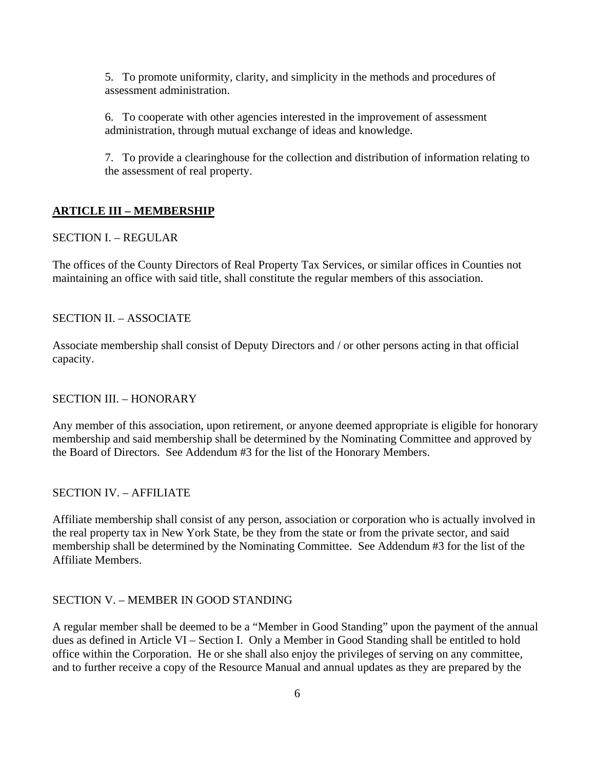5. To promote uniformity, clarity, and simplicity in the methods and procedures of assessment administration.

6. To cooperate with other agencies interested in the improvement of assessment administration, through mutual exchange of ideas and knowledge.

7. To provide a clearinghouse for the collection and distribution of information relating to the assessment of real property.

## ARTICLE III – MEMBERSHIP

SECTION I. – REGULAR

The offices of the County Directors of Real Property Tax Services, or similar offices in Counties not maintaining an office with said title, shall constitute the regular members of this association.

SECTION II. – ASSOCIATE

Associate membership shall consist of Deputy Directors and / or other persons acting in that official capacity.

SECTION III. – HONORARY

Any member of this association, upon retirement, or anyone deemed appropriate is eligible for honorary membership and said membership shall be determined by the Nominating Committee and approved by the Board of Directors. See Addendum #3 for the list of the Honorary Members.

SECTION IV. – AFFILIATE

Affiliate membership shall consist of any person, association or corporation who is actually involved in the real property tax in New York State, be they from the state or from the private sector, and said membership shall be determined by the Nominating Committee. See Addendum #3 for the list of the Affiliate Members.

SECTION V. – MEMBER IN GOOD STANDING

A regular member shall be deemed to be a "Member in Good Standing" upon the payment of the annual dues as defined in Article VI – Section I. Only a Member in Good Standing shall be entitled to hold office within the Corporation. He or she shall also enjoy the privileges of serving on any committee, and to further receive a copy of the Resource Manual and annual updates as they are prepared by the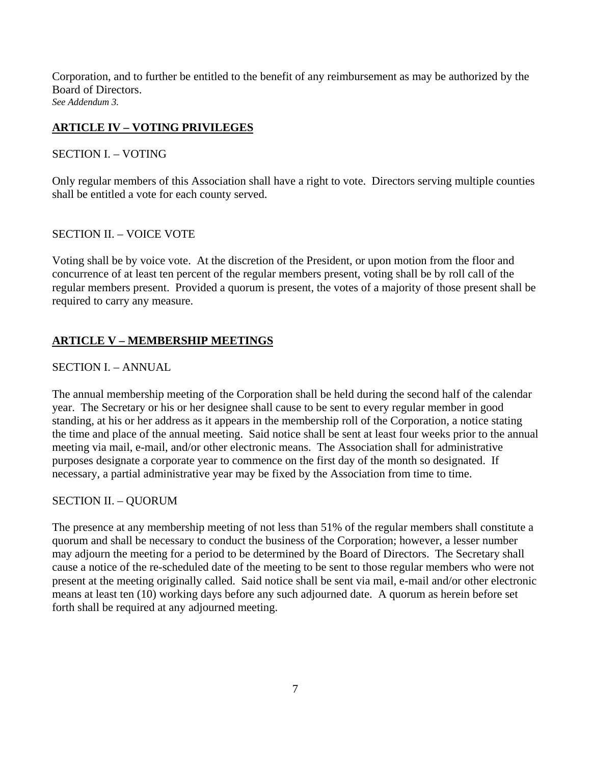Corporation, and to further be entitled to the benefit of any reimbursement as may be authorized by the Board of Directors.
*See Addendum 3.*

## ARTICLE IV – VOTING PRIVILEGES

SECTION I. – VOTING

Only regular members of this Association shall have a right to vote. Directors serving multiple counties shall be entitled a vote for each county served.

SECTION II. – VOICE VOTE

Voting shall be by voice vote. At the discretion of the President, or upon motion from the floor and concurrence of at least ten percent of the regular members present, voting shall be by roll call of the regular members present. Provided a quorum is present, the votes of a majority of those present shall be required to carry any measure.

## ARTICLE V – MEMBERSHIP MEETINGS

SECTION I. – ANNUAL

The annual membership meeting of the Corporation shall be held during the second half of the calendar year. The Secretary or his or her designee shall cause to be sent to every regular member in good standing, at his or her address as it appears in the membership roll of the Corporation, a notice stating the time and place of the annual meeting. Said notice shall be sent at least four weeks prior to the annual meeting via mail, e-mail, and/or other electronic means. The Association shall for administrative purposes designate a corporate year to commence on the first day of the month so designated. If necessary, a partial administrative year may be fixed by the Association from time to time.

SECTION II. – QUORUM

The presence at any membership meeting of not less than 51% of the regular members shall constitute a quorum and shall be necessary to conduct the business of the Corporation; however, a lesser number may adjourn the meeting for a period to be determined by the Board of Directors. The Secretary shall cause a notice of the re-scheduled date of the meeting to be sent to those regular members who were not present at the meeting originally called. Said notice shall be sent via mail, e-mail and/or other electronic means at least ten (10) working days before any such adjourned date. A quorum as herein before set forth shall be required at any adjourned meeting.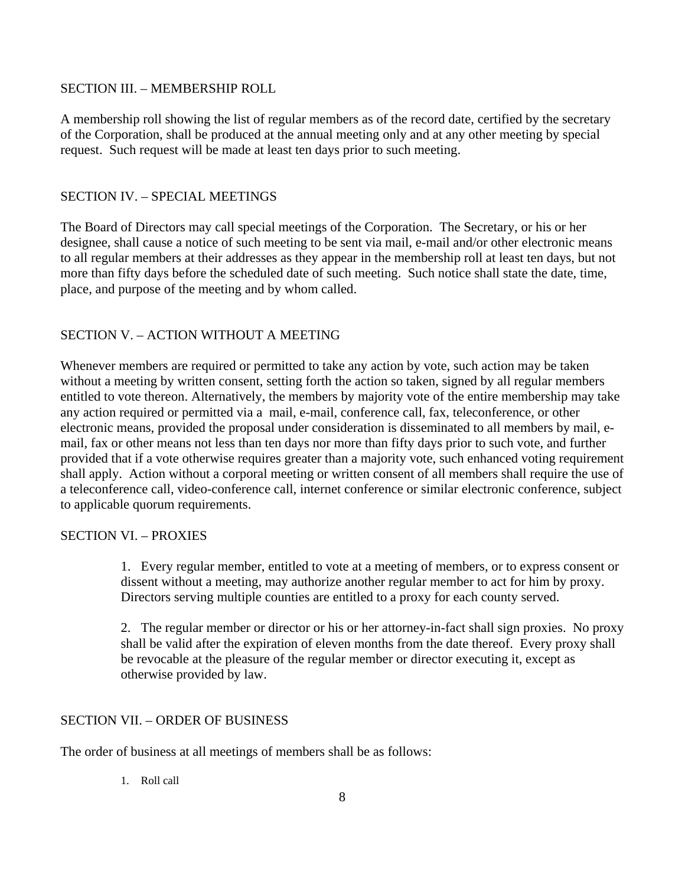## SECTION III. – MEMBERSHIP ROLL

A membership roll showing the list of regular members as of the record date, certified by the secretary of the Corporation, shall be produced at the annual meeting only and at any other meeting by special request. Such request will be made at least ten days prior to such meeting.

## SECTION IV. – SPECIAL MEETINGS

The Board of Directors may call special meetings of the Corporation. The Secretary, or his or her designee, shall cause a notice of such meeting to be sent via mail, e-mail and/or other electronic means to all regular members at their addresses as they appear in the membership roll at least ten days, but not more than fifty days before the scheduled date of such meeting. Such notice shall state the date, time, place, and purpose of the meeting and by whom called.

## SECTION V. – ACTION WITHOUT A MEETING

Whenever members are required or permitted to take any action by vote, such action may be taken without a meeting by written consent, setting forth the action so taken, signed by all regular members entitled to vote thereon. Alternatively, the members by majority vote of the entire membership may take any action required or permitted via a mail, e-mail, conference call, fax, teleconference, or other electronic means, provided the proposal under consideration is disseminated to all members by mail, e-mail, fax or other means not less than ten days nor more than fifty days prior to such vote, and further provided that if a vote otherwise requires greater than a majority vote, such enhanced voting requirement shall apply. Action without a corporal meeting or written consent of all members shall require the use of a teleconference call, video-conference call, internet conference or similar electronic conference, subject to applicable quorum requirements.

## SECTION VI. – PROXIES

1. Every regular member, entitled to vote at a meeting of members, or to express consent or dissent without a meeting, may authorize another regular member to act for him by proxy. Directors serving multiple counties are entitled to a proxy for each county served.

2. The regular member or director or his or her attorney-in-fact shall sign proxies. No proxy shall be valid after the expiration of eleven months from the date thereof. Every proxy shall be revocable at the pleasure of the regular member or director executing it, except as otherwise provided by law.

## SECTION VII. – ORDER OF BUSINESS

The order of business at all meetings of members shall be as follows:

1. Roll call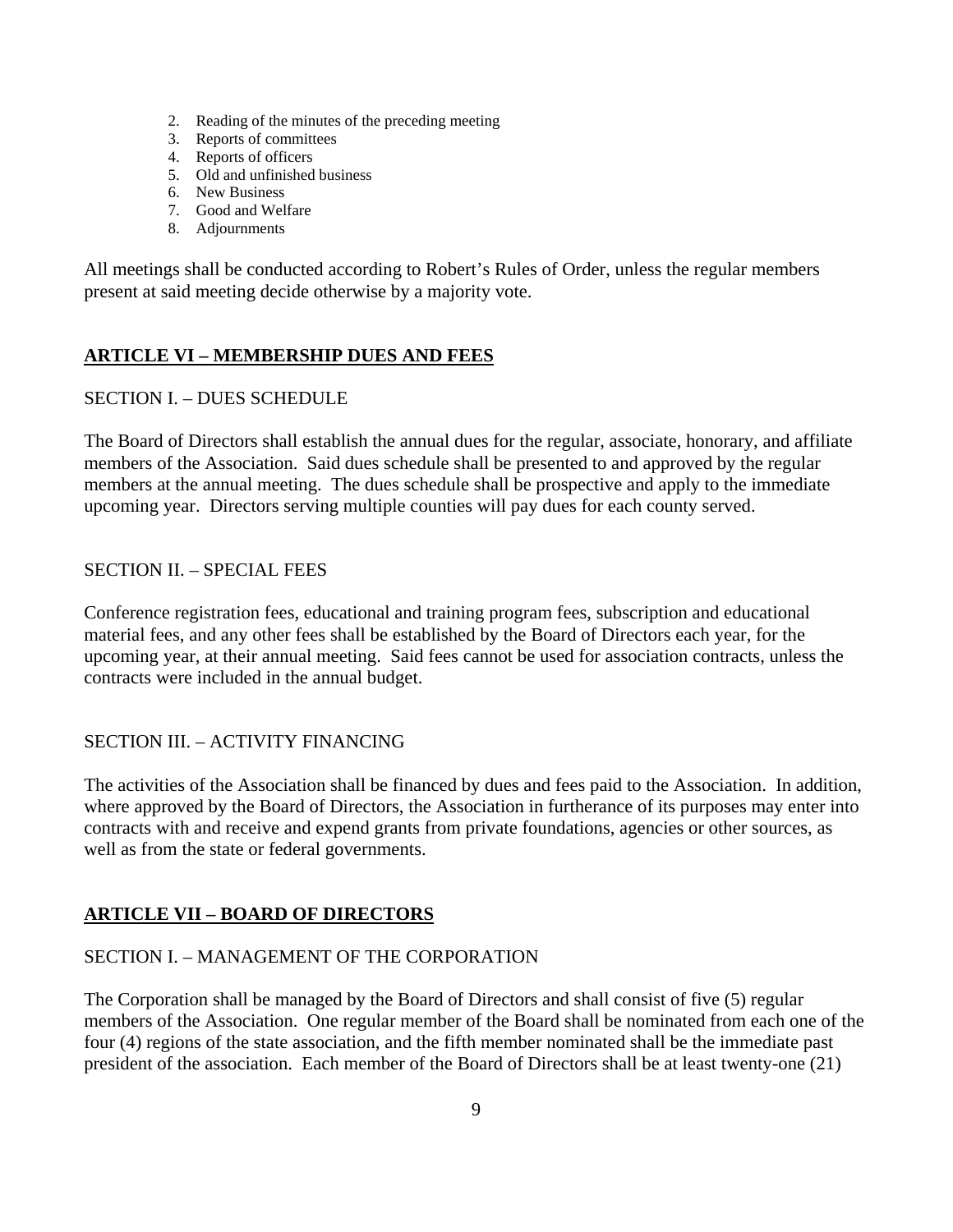2. Reading of the minutes of the preceding meeting
3. Reports of committees
4. Reports of officers
5. Old and unfinished business
6. New Business
7. Good and Welfare
8. Adjournments

All meetings shall be conducted according to Robert's Rules of Order, unless the regular members present at said meeting decide otherwise by a majority vote.

## ARTICLE VI – MEMBERSHIP DUES AND FEES

### SECTION I. – DUES SCHEDULE

The Board of Directors shall establish the annual dues for the regular, associate, honorary, and affiliate members of the Association. Said dues schedule shall be presented to and approved by the regular members at the annual meeting. The dues schedule shall be prospective and apply to the immediate upcoming year. Directors serving multiple counties will pay dues for each county served.

### SECTION II. – SPECIAL FEES

Conference registration fees, educational and training program fees, subscription and educational material fees, and any other fees shall be established by the Board of Directors each year, for the upcoming year, at their annual meeting. Said fees cannot be used for association contracts, unless the contracts were included in the annual budget.

### SECTION III. – ACTIVITY FINANCING

The activities of the Association shall be financed by dues and fees paid to the Association. In addition, where approved by the Board of Directors, the Association in furtherance of its purposes may enter into contracts with and receive and expend grants from private foundations, agencies or other sources, as well as from the state or federal governments.

## ARTICLE VII – BOARD OF DIRECTORS

### SECTION I. – MANAGEMENT OF THE CORPORATION

The Corporation shall be managed by the Board of Directors and shall consist of five (5) regular members of the Association. One regular member of the Board shall be nominated from each one of the four (4) regions of the state association, and the fifth member nominated shall be the immediate past president of the association. Each member of the Board of Directors shall be at least twenty-one (21)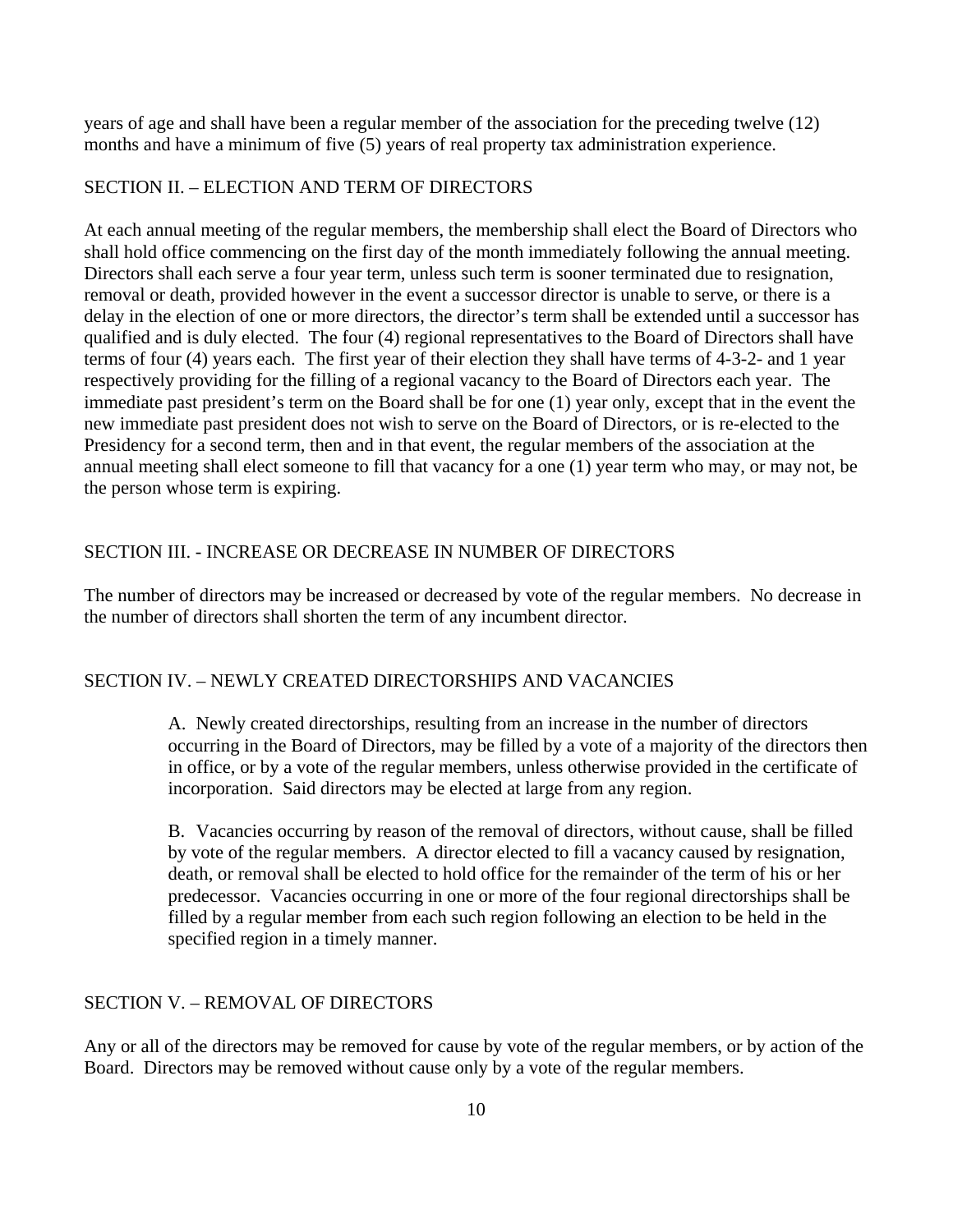years of age and shall have been a regular member of the association for the preceding twelve (12) months and have a minimum of five (5) years of real property tax administration experience.

## SECTION II. – ELECTION AND TERM OF DIRECTORS

At each annual meeting of the regular members, the membership shall elect the Board of Directors who shall hold office commencing on the first day of the month immediately following the annual meeting. Directors shall each serve a four year term, unless such term is sooner terminated due to resignation, removal or death, provided however in the event a successor director is unable to serve, or there is a delay in the election of one or more directors, the director's term shall be extended until a successor has qualified and is duly elected. The four (4) regional representatives to the Board of Directors shall have terms of four (4) years each. The first year of their election they shall have terms of 4-3-2- and 1 year respectively providing for the filling of a regional vacancy to the Board of Directors each year. The immediate past president's term on the Board shall be for one (1) year only, except that in the event the new immediate past president does not wish to serve on the Board of Directors, or is re-elected to the Presidency for a second term, then and in that event, the regular members of the association at the annual meeting shall elect someone to fill that vacancy for a one (1) year term who may, or may not, be the person whose term is expiring.

## SECTION III. - INCREASE OR DECREASE IN NUMBER OF DIRECTORS

The number of directors may be increased or decreased by vote of the regular members. No decrease in the number of directors shall shorten the term of any incumbent director.

## SECTION IV. – NEWLY CREATED DIRECTORSHIPS AND VACANCIES

A. Newly created directorships, resulting from an increase in the number of directors occurring in the Board of Directors, may be filled by a vote of a majority of the directors then in office, or by a vote of the regular members, unless otherwise provided in the certificate of incorporation. Said directors may be elected at large from any region.

B. Vacancies occurring by reason of the removal of directors, without cause, shall be filled by vote of the regular members. A director elected to fill a vacancy caused by resignation, death, or removal shall be elected to hold office for the remainder of the term of his or her predecessor. Vacancies occurring in one or more of the four regional directorships shall be filled by a regular member from each such region following an election to be held in the specified region in a timely manner.

## SECTION V. – REMOVAL OF DIRECTORS

Any or all of the directors may be removed for cause by vote of the regular members, or by action of the Board. Directors may be removed without cause only by a vote of the regular members.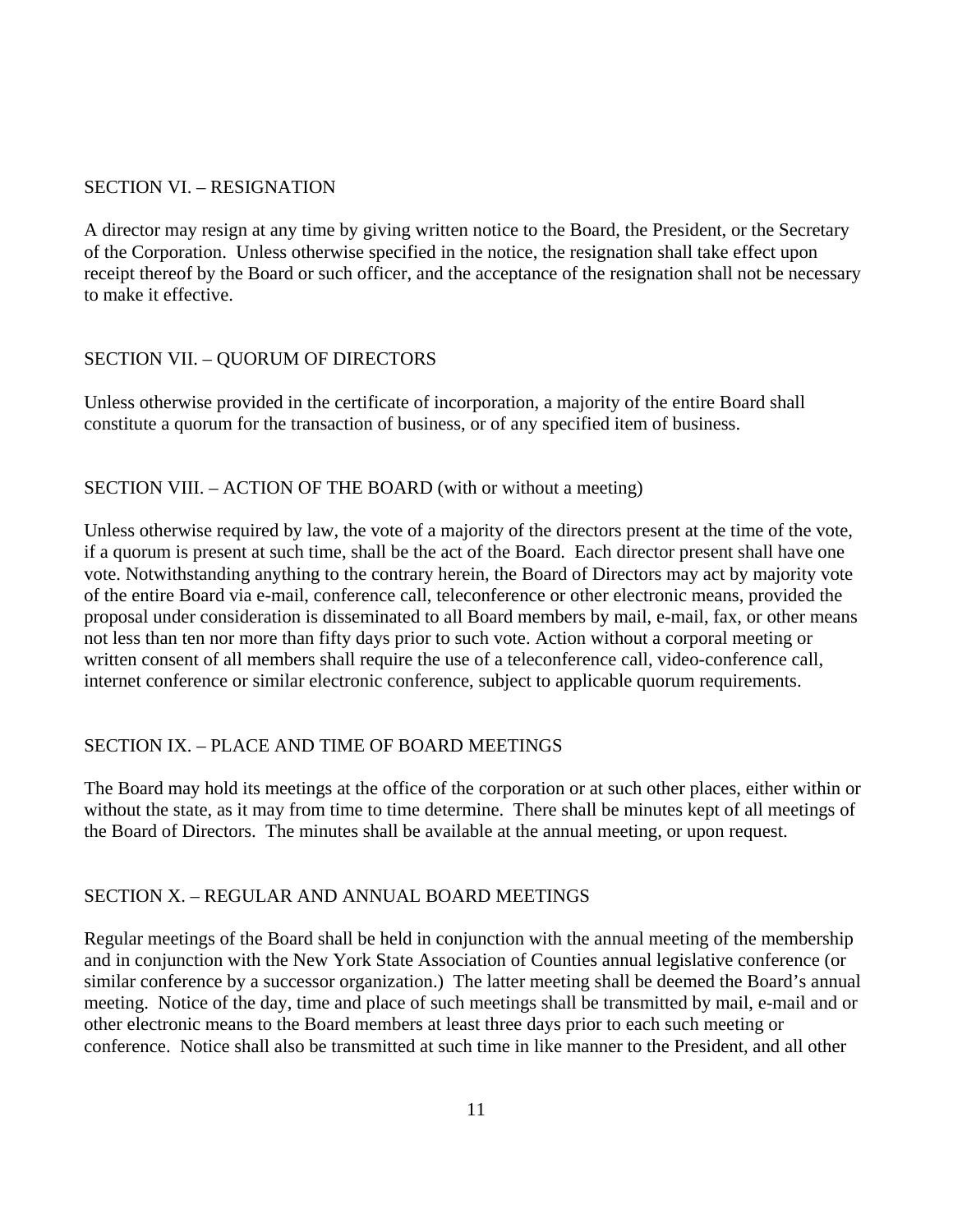## SECTION VI. – RESIGNATION

A director may resign at any time by giving written notice to the Board, the President, or the Secretary of the Corporation. Unless otherwise specified in the notice, the resignation shall take effect upon receipt thereof by the Board or such officer, and the acceptance of the resignation shall not be necessary to make it effective.

## SECTION VII. – QUORUM OF DIRECTORS

Unless otherwise provided in the certificate of incorporation, a majority of the entire Board shall constitute a quorum for the transaction of business, or of any specified item of business.

## SECTION VIII. – ACTION OF THE BOARD (with or without a meeting)

Unless otherwise required by law, the vote of a majority of the directors present at the time of the vote, if a quorum is present at such time, shall be the act of the Board. Each director present shall have one vote. Notwithstanding anything to the contrary herein, the Board of Directors may act by majority vote of the entire Board via e-mail, conference call, teleconference or other electronic means, provided the proposal under consideration is disseminated to all Board members by mail, e-mail, fax, or other means not less than ten nor more than fifty days prior to such vote. Action without a corporal meeting or written consent of all members shall require the use of a teleconference call, video-conference call, internet conference or similar electronic conference, subject to applicable quorum requirements.

## SECTION IX. – PLACE AND TIME OF BOARD MEETINGS

The Board may hold its meetings at the office of the corporation or at such other places, either within or without the state, as it may from time to time determine. There shall be minutes kept of all meetings of the Board of Directors. The minutes shall be available at the annual meeting, or upon request.

## SECTION X. – REGULAR AND ANNUAL BOARD MEETINGS

Regular meetings of the Board shall be held in conjunction with the annual meeting of the membership and in conjunction with the New York State Association of Counties annual legislative conference (or similar conference by a successor organization.) The latter meeting shall be deemed the Board's annual meeting. Notice of the day, time and place of such meetings shall be transmitted by mail, e-mail and or other electronic means to the Board members at least three days prior to each such meeting or conference. Notice shall also be transmitted at such time in like manner to the President, and all other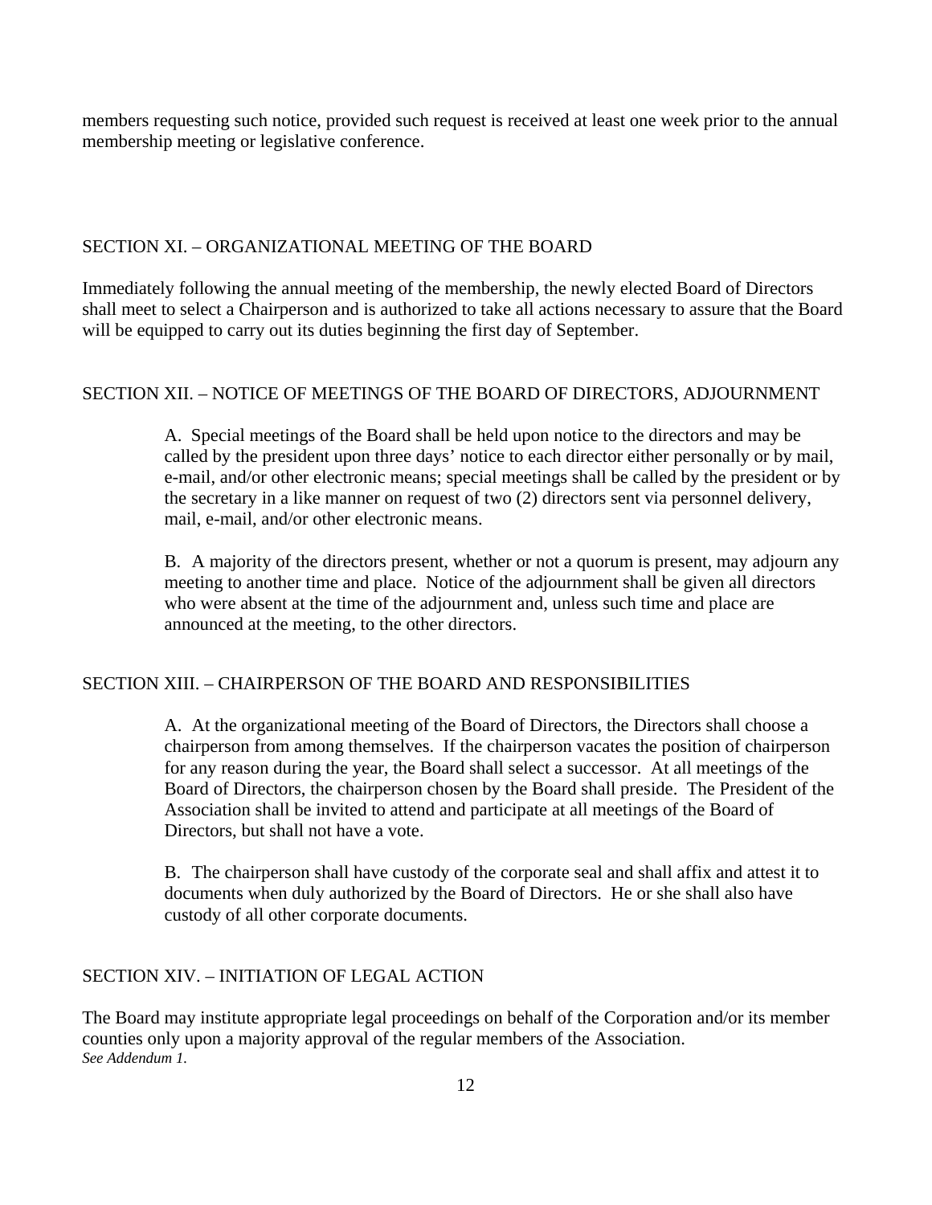members requesting such notice, provided such request is received at least one week prior to the annual membership meeting or legislative conference.

## SECTION XI. – ORGANIZATIONAL MEETING OF THE BOARD

Immediately following the annual meeting of the membership, the newly elected Board of Directors shall meet to select a Chairperson and is authorized to take all actions necessary to assure that the Board will be equipped to carry out its duties beginning the first day of September.

## SECTION XII. – NOTICE OF MEETINGS OF THE BOARD OF DIRECTORS, ADJOURNMENT

A. Special meetings of the Board shall be held upon notice to the directors and may be called by the president upon three days' notice to each director either personally or by mail, e-mail, and/or other electronic means; special meetings shall be called by the president or by the secretary in a like manner on request of two (2) directors sent via personnel delivery, mail, e-mail, and/or other electronic means.

B. A majority of the directors present, whether or not a quorum is present, may adjourn any meeting to another time and place. Notice of the adjournment shall be given all directors who were absent at the time of the adjournment and, unless such time and place are announced at the meeting, to the other directors.

## SECTION XIII. – CHAIRPERSON OF THE BOARD AND RESPONSIBILITIES

A. At the organizational meeting of the Board of Directors, the Directors shall choose a chairperson from among themselves. If the chairperson vacates the position of chairperson for any reason during the year, the Board shall select a successor. At all meetings of the Board of Directors, the chairperson chosen by the Board shall preside. The President of the Association shall be invited to attend and participate at all meetings of the Board of Directors, but shall not have a vote.

B. The chairperson shall have custody of the corporate seal and shall affix and attest it to documents when duly authorized by the Board of Directors. He or she shall also have custody of all other corporate documents.

## SECTION XIV. – INITIATION OF LEGAL ACTION

The Board may institute appropriate legal proceedings on behalf of the Corporation and/or its member counties only upon a majority approval of the regular members of the Association.
*See Addendum 1.*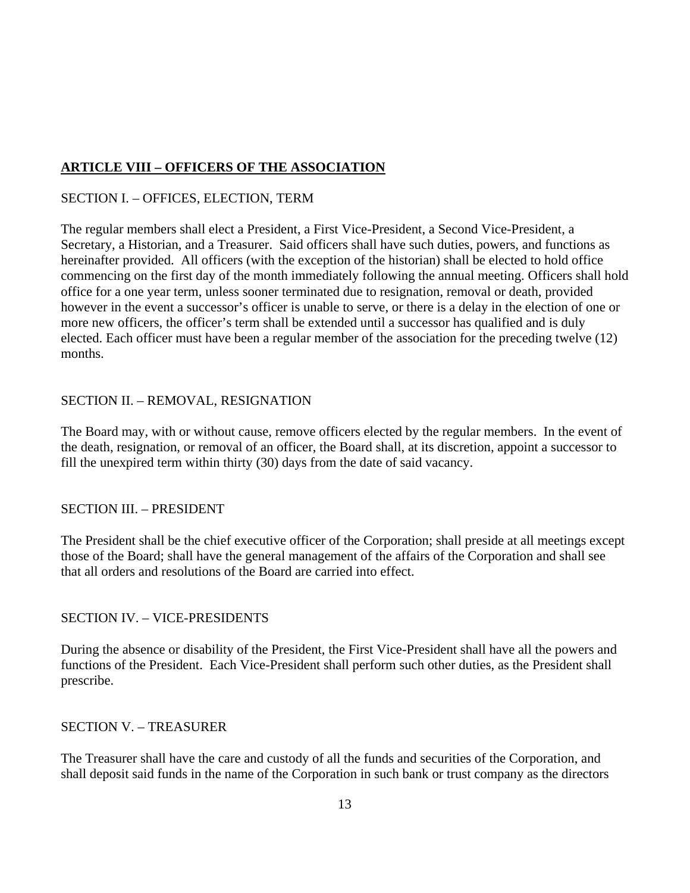## ARTICLE VIII – OFFICERS OF THE ASSOCIATION

### SECTION I. – OFFICES, ELECTION, TERM

The regular members shall elect a President, a First Vice-President, a Second Vice-President, a Secretary, a Historian, and a Treasurer. Said officers shall have such duties, powers, and functions as hereinafter provided. All officers (with the exception of the historian) shall be elected to hold office commencing on the first day of the month immediately following the annual meeting. Officers shall hold office for a one year term, unless sooner terminated due to resignation, removal or death, provided however in the event a successor's officer is unable to serve, or there is a delay in the election of one or more new officers, the officer's term shall be extended until a successor has qualified and is duly elected. Each officer must have been a regular member of the association for the preceding twelve (12) months.

### SECTION II. – REMOVAL, RESIGNATION

The Board may, with or without cause, remove officers elected by the regular members. In the event of the death, resignation, or removal of an officer, the Board shall, at its discretion, appoint a successor to fill the unexpired term within thirty (30) days from the date of said vacancy.

### SECTION III. – PRESIDENT

The President shall be the chief executive officer of the Corporation; shall preside at all meetings except those of the Board; shall have the general management of the affairs of the Corporation and shall see that all orders and resolutions of the Board are carried into effect.

### SECTION IV. – VICE-PRESIDENTS

During the absence or disability of the President, the First Vice-President shall have all the powers and functions of the President. Each Vice-President shall perform such other duties, as the President shall prescribe.

### SECTION V. – TREASURER

The Treasurer shall have the care and custody of all the funds and securities of the Corporation, and shall deposit said funds in the name of the Corporation in such bank or trust company as the directors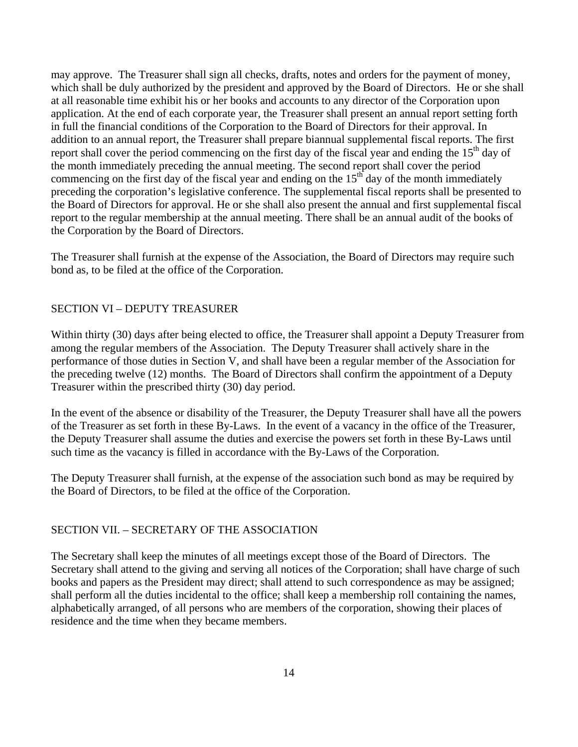may approve. The Treasurer shall sign all checks, drafts, notes and orders for the payment of money, which shall be duly authorized by the president and approved by the Board of Directors. He or she shall at all reasonable time exhibit his or her books and accounts to any director of the Corporation upon application. At the end of each corporate year, the Treasurer shall present an annual report setting forth in full the financial conditions of the Corporation to the Board of Directors for their approval. In addition to an annual report, the Treasurer shall prepare biannual supplemental fiscal reports. The first report shall cover the period commencing on the first day of the fiscal year and ending the 15th day of the month immediately preceding the annual meeting. The second report shall cover the period commencing on the first day of the fiscal year and ending on the 15th day of the month immediately preceding the corporation's legislative conference. The supplemental fiscal reports shall be presented to the Board of Directors for approval. He or she shall also present the annual and first supplemental fiscal report to the regular membership at the annual meeting. There shall be an annual audit of the books of the Corporation by the Board of Directors.

The Treasurer shall furnish at the expense of the Association, the Board of Directors may require such bond as, to be filed at the office of the Corporation.

## SECTION VI – DEPUTY TREASURER

Within thirty (30) days after being elected to office, the Treasurer shall appoint a Deputy Treasurer from among the regular members of the Association. The Deputy Treasurer shall actively share in the performance of those duties in Section V, and shall have been a regular member of the Association for the preceding twelve (12) months. The Board of Directors shall confirm the appointment of a Deputy Treasurer within the prescribed thirty (30) day period.

In the event of the absence or disability of the Treasurer, the Deputy Treasurer shall have all the powers of the Treasurer as set forth in these By-Laws. In the event of a vacancy in the office of the Treasurer, the Deputy Treasurer shall assume the duties and exercise the powers set forth in these By-Laws until such time as the vacancy is filled in accordance with the By-Laws of the Corporation.

The Deputy Treasurer shall furnish, at the expense of the association such bond as may be required by the Board of Directors, to be filed at the office of the Corporation.

## SECTION VII. – SECRETARY OF THE ASSOCIATION

The Secretary shall keep the minutes of all meetings except those of the Board of Directors. The Secretary shall attend to the giving and serving all notices of the Corporation; shall have charge of such books and papers as the President may direct; shall attend to such correspondence as may be assigned; shall perform all the duties incidental to the office; shall keep a membership roll containing the names, alphabetically arranged, of all persons who are members of the corporation, showing their places of residence and the time when they became members.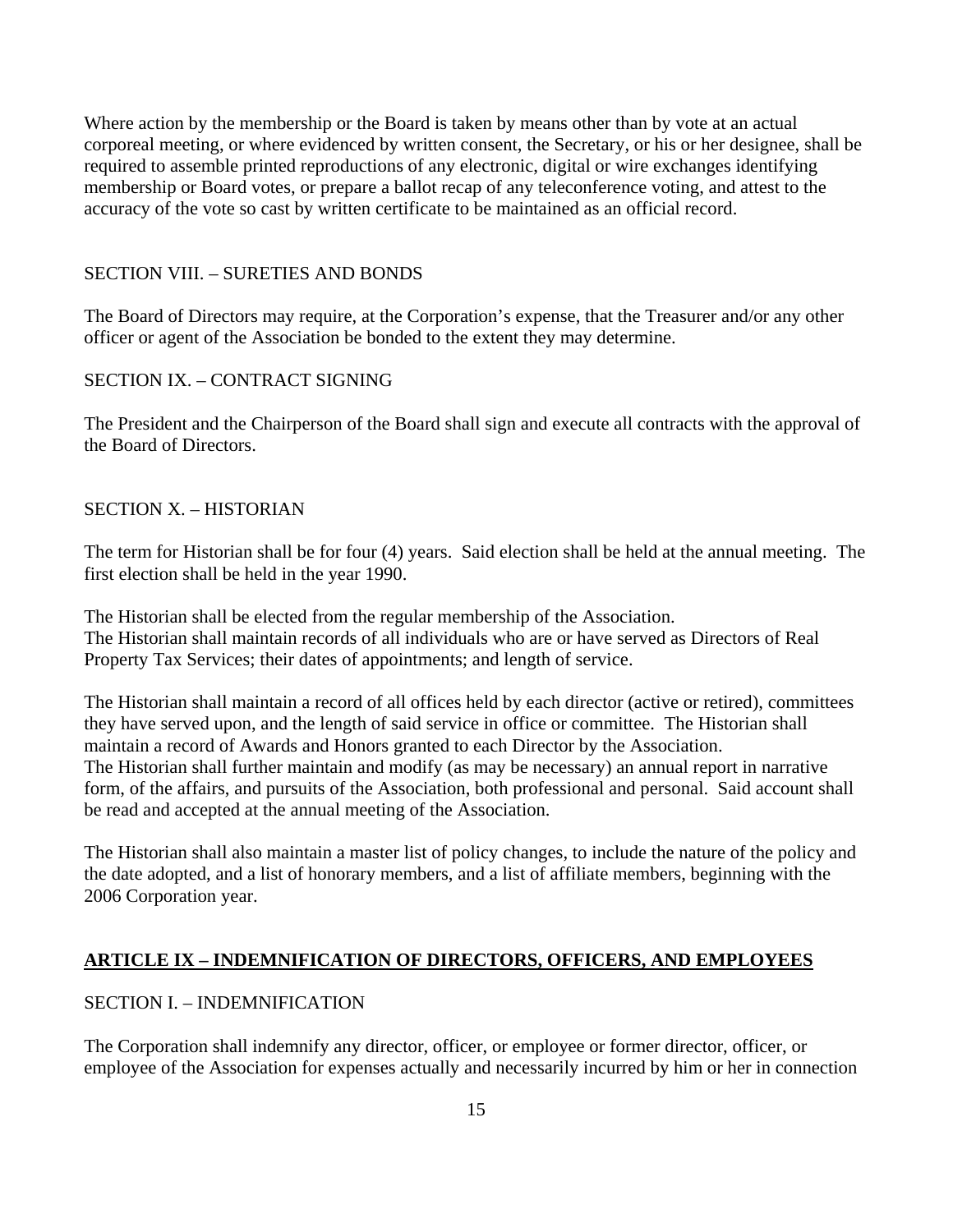Where action by the membership or the Board is taken by means other than by vote at an actual corporeal meeting, or where evidenced by written consent, the Secretary, or his or her designee, shall be required to assemble printed reproductions of any electronic, digital or wire exchanges identifying membership or Board votes, or prepare a ballot recap of any teleconference voting, and attest to the accuracy of the vote so cast by written certificate to be maintained as an official record.

SECTION VIII. – SURETIES AND BONDS

The Board of Directors may require, at the Corporation's expense, that the Treasurer and/or any other officer or agent of the Association be bonded to the extent they may determine.

SECTION IX. – CONTRACT SIGNING

The President and the Chairperson of the Board shall sign and execute all contracts with the approval of the Board of Directors.

SECTION X. – HISTORIAN

The term for Historian shall be for four (4) years. Said election shall be held at the annual meeting. The first election shall be held in the year 1990.

The Historian shall be elected from the regular membership of the Association.
The Historian shall maintain records of all individuals who are or have served as Directors of Real Property Tax Services; their dates of appointments; and length of service.

The Historian shall maintain a record of all offices held by each director (active or retired), committees they have served upon, and the length of said service in office or committee. The Historian shall maintain a record of Awards and Honors granted to each Director by the Association.
The Historian shall further maintain and modify (as may be necessary) an annual report in narrative form, of the affairs, and pursuits of the Association, both professional and personal. Said account shall be read and accepted at the annual meeting of the Association.

The Historian shall also maintain a master list of policy changes, to include the nature of the policy and the date adopted, and a list of honorary members, and a list of affiliate members, beginning with the 2006 Corporation year.

## **ARTICLE IX – INDEMNIFICATION OF DIRECTORS, OFFICERS, AND EMPLOYEES**

SECTION I. – INDEMNIFICATION

The Corporation shall indemnify any director, officer, or employee or former director, officer, or employee of the Association for expenses actually and necessarily incurred by him or her in connection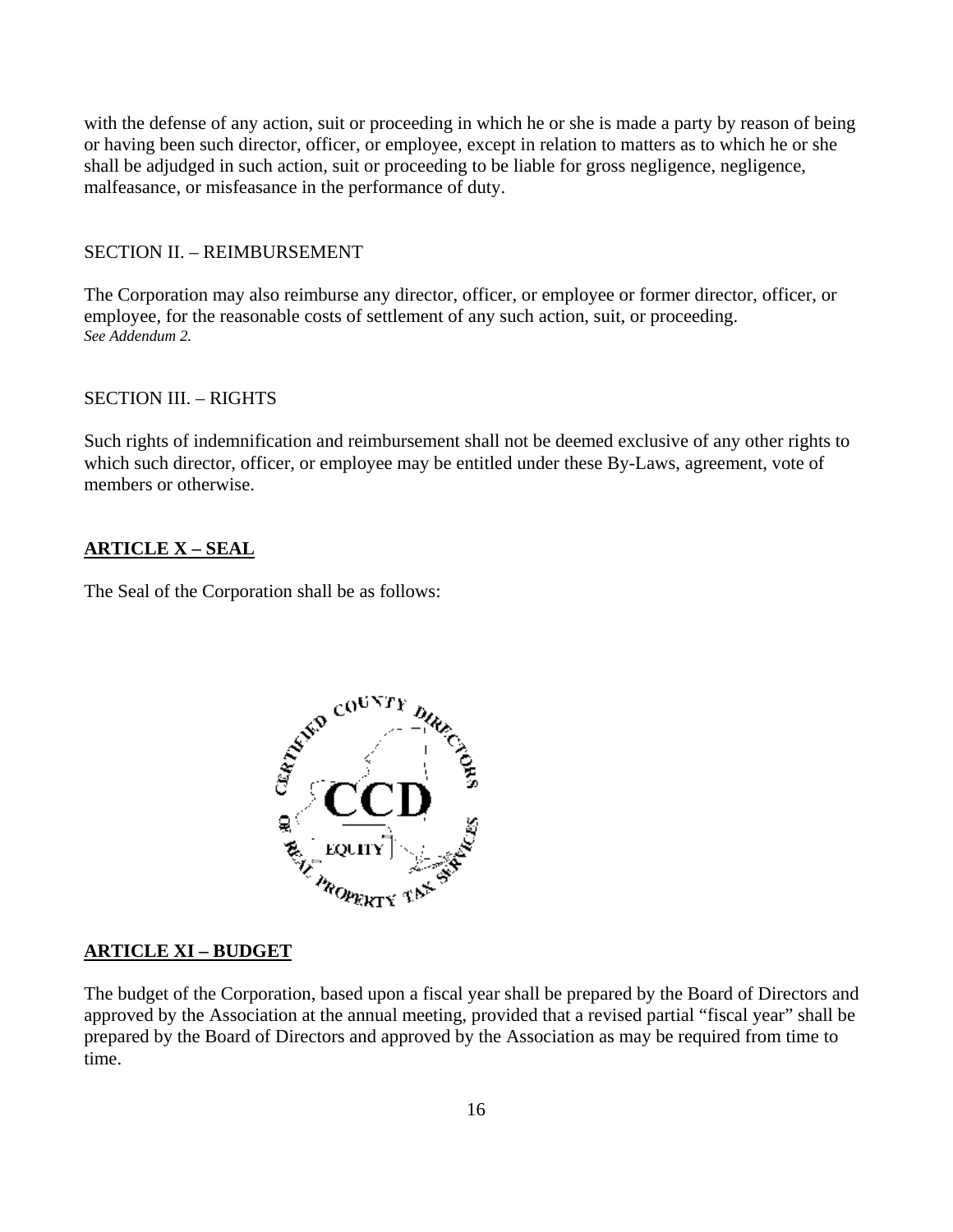with the defense of any action, suit or proceeding in which he or she is made a party by reason of being or having been such director, officer, or employee, except in relation to matters as to which he or she shall be adjudged in such action, suit or proceeding to be liable for gross negligence, negligence, malfeasance, or misfeasance in the performance of duty.

SECTION II. – REIMBURSEMENT

The Corporation may also reimburse any director, officer, or employee or former director, officer, or employee, for the reasonable costs of settlement of any such action, suit, or proceeding.
*See Addendum 2.*

SECTION III. – RIGHTS

Such rights of indemnification and reimbursement shall not be deemed exclusive of any other rights to which such director, officer, or employee may be entitled under these By-Laws, agreement, vote of members or otherwise.

## ARTICLE X – SEAL

The Seal of the Corporation shall be as follows:

## ARTICLE XI – BUDGET

The budget of the Corporation, based upon a fiscal year shall be prepared by the Board of Directors and approved by the Association at the annual meeting, provided that a revised partial "fiscal year" shall be prepared by the Board of Directors and approved by the Association as may be required from time to time.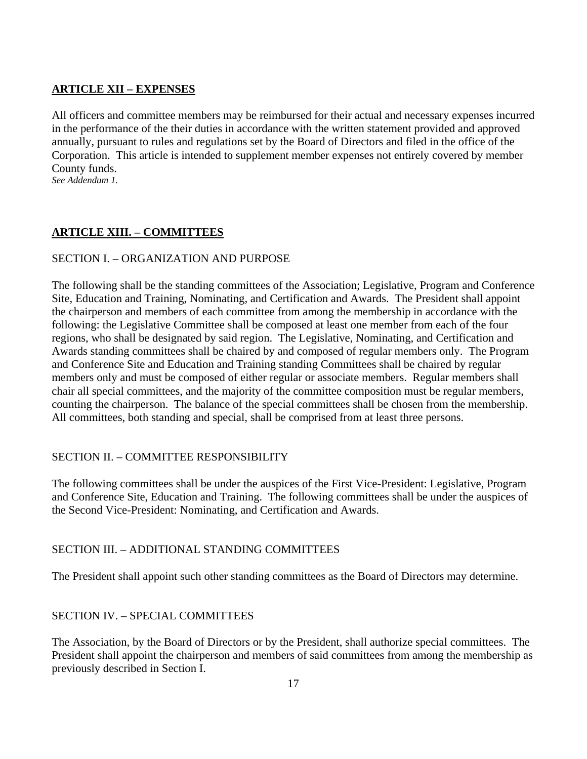## ARTICLE XII – EXPENSES

All officers and committee members may be reimbursed for their actual and necessary expenses incurred in the performance of the their duties in accordance with the written statement provided and approved annually, pursuant to rules and regulations set by the Board of Directors and filed in the office of the Corporation. This article is intended to supplement member expenses not entirely covered by member County funds.
*See Addendum 1.*

## ARTICLE XIII. – COMMITTEES

### SECTION I. – ORGANIZATION AND PURPOSE

The following shall be the standing committees of the Association; Legislative, Program and Conference Site, Education and Training, Nominating, and Certification and Awards. The President shall appoint the chairperson and members of each committee from among the membership in accordance with the following: the Legislative Committee shall be composed at least one member from each of the four regions, who shall be designated by said region. The Legislative, Nominating, and Certification and Awards standing committees shall be chaired by and composed of regular members only. The Program and Conference Site and Education and Training standing Committees shall be chaired by regular members only and must be composed of either regular or associate members. Regular members shall chair all special committees, and the majority of the committee composition must be regular members, counting the chairperson. The balance of the special committees shall be chosen from the membership. All committees, both standing and special, shall be comprised from at least three persons.

### SECTION II. – COMMITTEE RESPONSIBILITY

The following committees shall be under the auspices of the First Vice-President: Legislative, Program and Conference Site, Education and Training. The following committees shall be under the auspices of the Second Vice-President: Nominating, and Certification and Awards.

### SECTION III. – ADDITIONAL STANDING COMMITTEES

The President shall appoint such other standing committees as the Board of Directors may determine.

### SECTION IV. – SPECIAL COMMITTEES

The Association, by the Board of Directors or by the President, shall authorize special committees. The President shall appoint the chairperson and members of said committees from among the membership as previously described in Section I.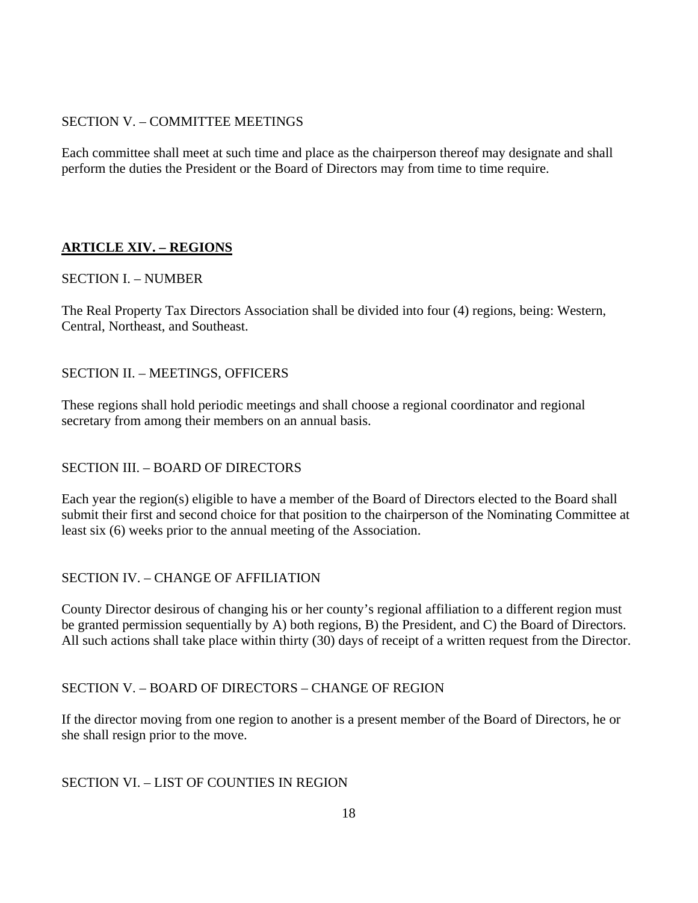SECTION V. – COMMITTEE MEETINGS

Each committee shall meet at such time and place as the chairperson thereof may designate and shall perform the duties the President or the Board of Directors may from time to time require.

## ARTICLE XIV. – REGIONS

SECTION I. – NUMBER

The Real Property Tax Directors Association shall be divided into four (4) regions, being: Western, Central, Northeast, and Southeast.

SECTION II. – MEETINGS, OFFICERS

These regions shall hold periodic meetings and shall choose a regional coordinator and regional secretary from among their members on an annual basis.

SECTION III. – BOARD OF DIRECTORS

Each year the region(s) eligible to have a member of the Board of Directors elected to the Board shall submit their first and second choice for that position to the chairperson of the Nominating Committee at least six (6) weeks prior to the annual meeting of the Association.

SECTION IV. – CHANGE OF AFFILIATION

County Director desirous of changing his or her county's regional affiliation to a different region must be granted permission sequentially by A) both regions, B) the President, and C) the Board of Directors. All such actions shall take place within thirty (30) days of receipt of a written request from the Director.

SECTION V. – BOARD OF DIRECTORS – CHANGE OF REGION

If the director moving from one region to another is a present member of the Board of Directors, he or she shall resign prior to the move.

SECTION VI. – LIST OF COUNTIES IN REGION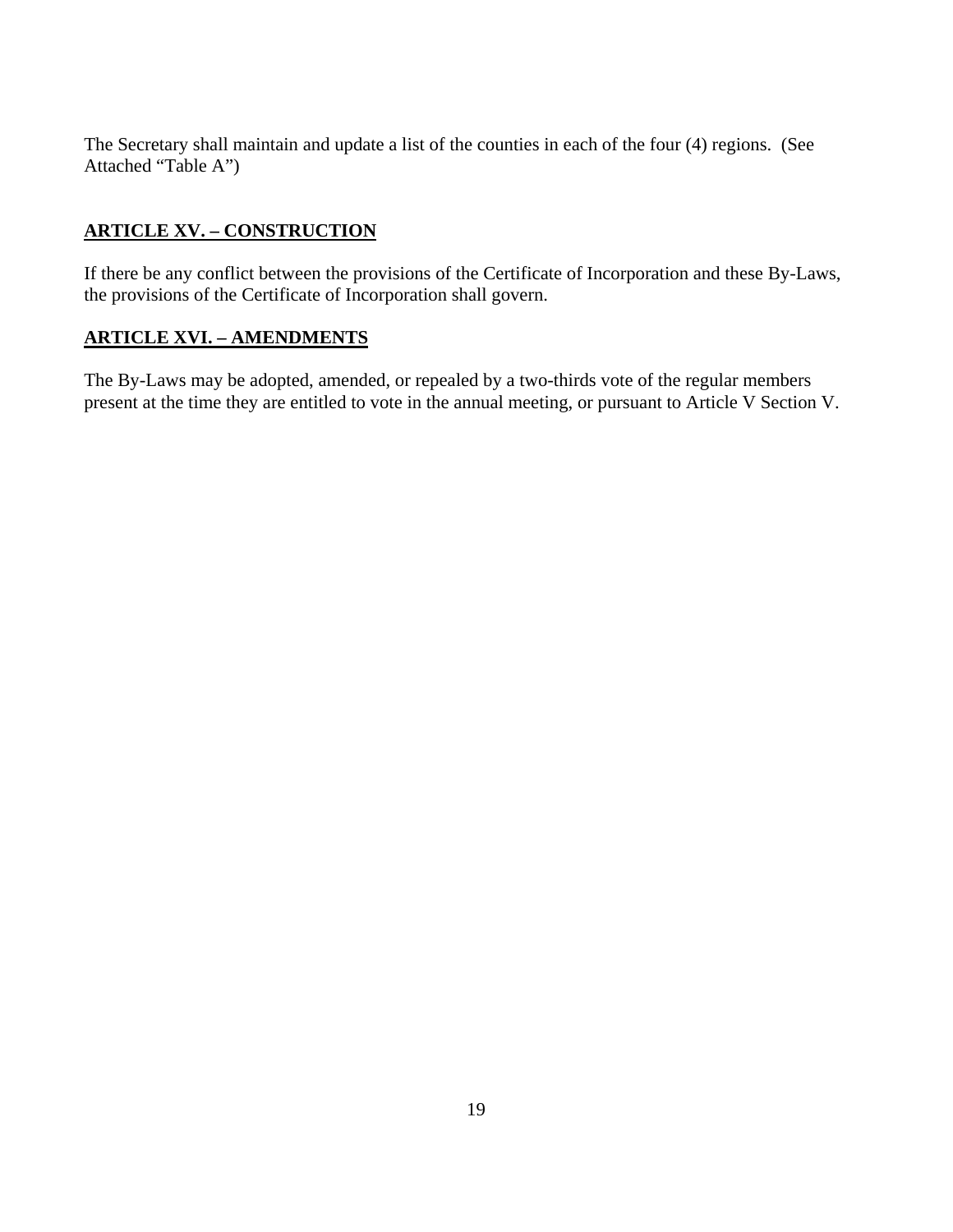The Secretary shall maintain and update a list of the counties in each of the four (4) regions. (See Attached "Table A")

## **ARTICLE XV. – CONSTRUCTION**

If there be any conflict between the provisions of the Certificate of Incorporation and these By-Laws, the provisions of the Certificate of Incorporation shall govern.

## **ARTICLE XVI. – AMENDMENTS**

The By-Laws may be adopted, amended, or repealed by a two-thirds vote of the regular members present at the time they are entitled to vote in the annual meeting, or pursuant to Article V Section V.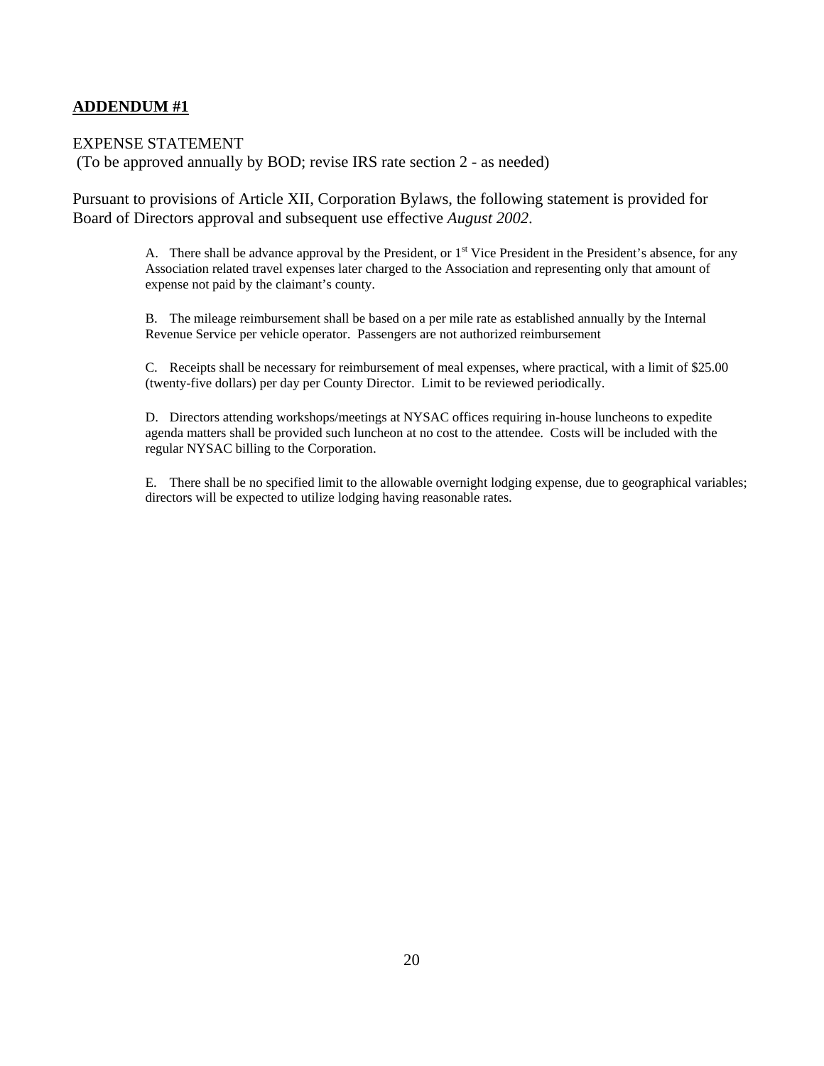**ADDENDUM #1**

EXPENSE STATEMENT
(To be approved annually by BOD; revise IRS rate section 2 - as needed)

Pursuant to provisions of Article XII, Corporation Bylaws, the following statement is provided for Board of Directors approval and subsequent use effective *August 2002*.

A. There shall be advance approval by the President, or 1st Vice President in the President's absence, for any Association related travel expenses later charged to the Association and representing only that amount of expense not paid by the claimant's county.

B. The mileage reimbursement shall be based on a per mile rate as established annually by the Internal Revenue Service per vehicle operator. Passengers are not authorized reimbursement

C. Receipts shall be necessary for reimbursement of meal expenses, where practical, with a limit of $25.00 (twenty-five dollars) per day per County Director. Limit to be reviewed periodically.

D. Directors attending workshops/meetings at NYSAC offices requiring in-house luncheons to expedite agenda matters shall be provided such luncheon at no cost to the attendee. Costs will be included with the regular NYSAC billing to the Corporation.

E. There shall be no specified limit to the allowable overnight lodging expense, due to geographical variables; directors will be expected to utilize lodging having reasonable rates.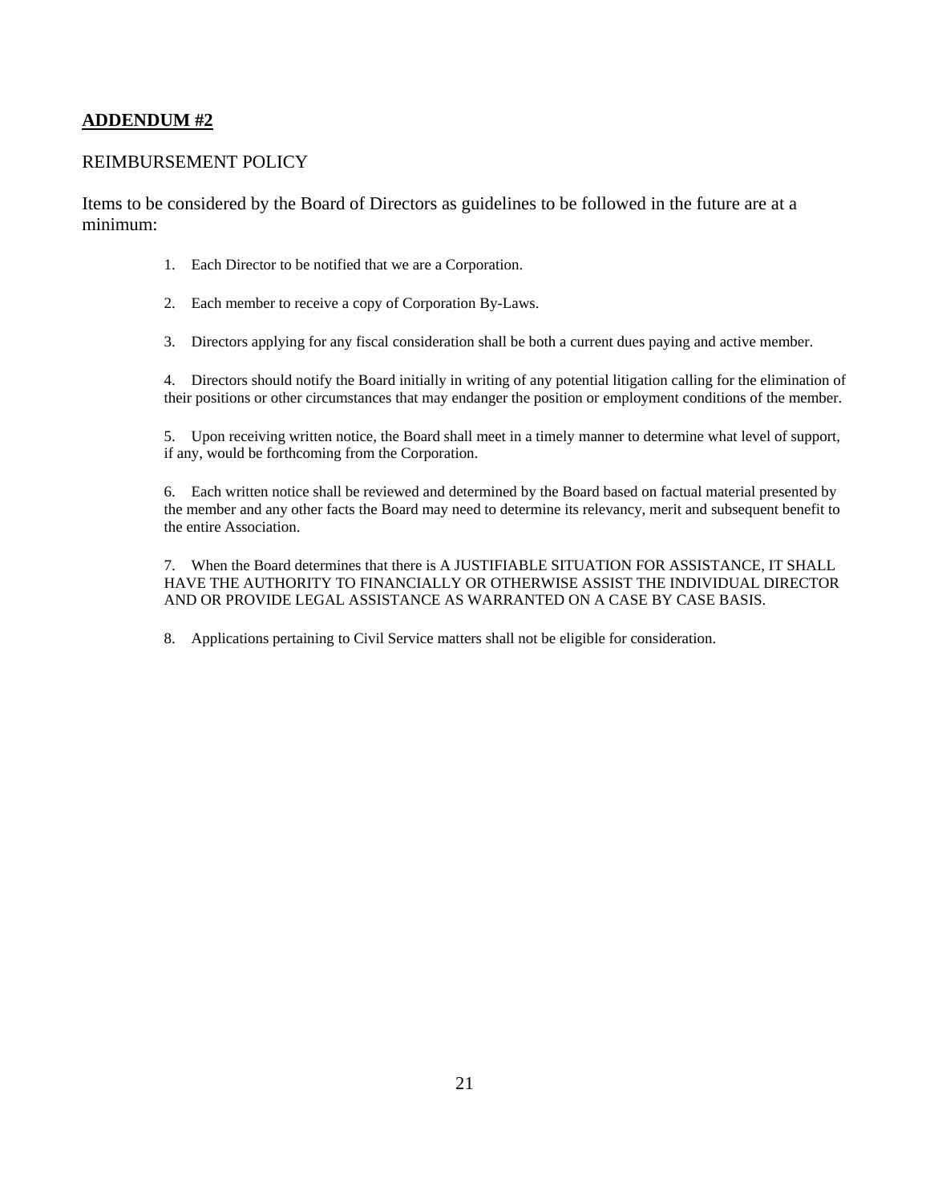## **ADDENDUM #2**

REIMBURSEMENT POLICY

Items to be considered by the Board of Directors as guidelines to be followed in the future are at a minimum:

1. Each Director to be notified that we are a Corporation.

2. Each member to receive a copy of Corporation By-Laws.

3. Directors applying for any fiscal consideration shall be both a current dues paying and active member.

4. Directors should notify the Board initially in writing of any potential litigation calling for the elimination of their positions or other circumstances that may endanger the position or employment conditions of the member.

5. Upon receiving written notice, the Board shall meet in a timely manner to determine what level of support, if any, would be forthcoming from the Corporation.

6. Each written notice shall be reviewed and determined by the Board based on factual material presented by the member and any other facts the Board may need to determine its relevancy, merit and subsequent benefit to the entire Association.

7. When the Board determines that there is A JUSTIFIABLE SITUATION FOR ASSISTANCE, IT SHALL HAVE THE AUTHORITY TO FINANCIALLY OR OTHERWISE ASSIST THE INDIVIDUAL DIRECTOR AND OR PROVIDE LEGAL ASSISTANCE AS WARRANTED ON A CASE BY CASE BASIS.

8. Applications pertaining to Civil Service matters shall not be eligible for consideration.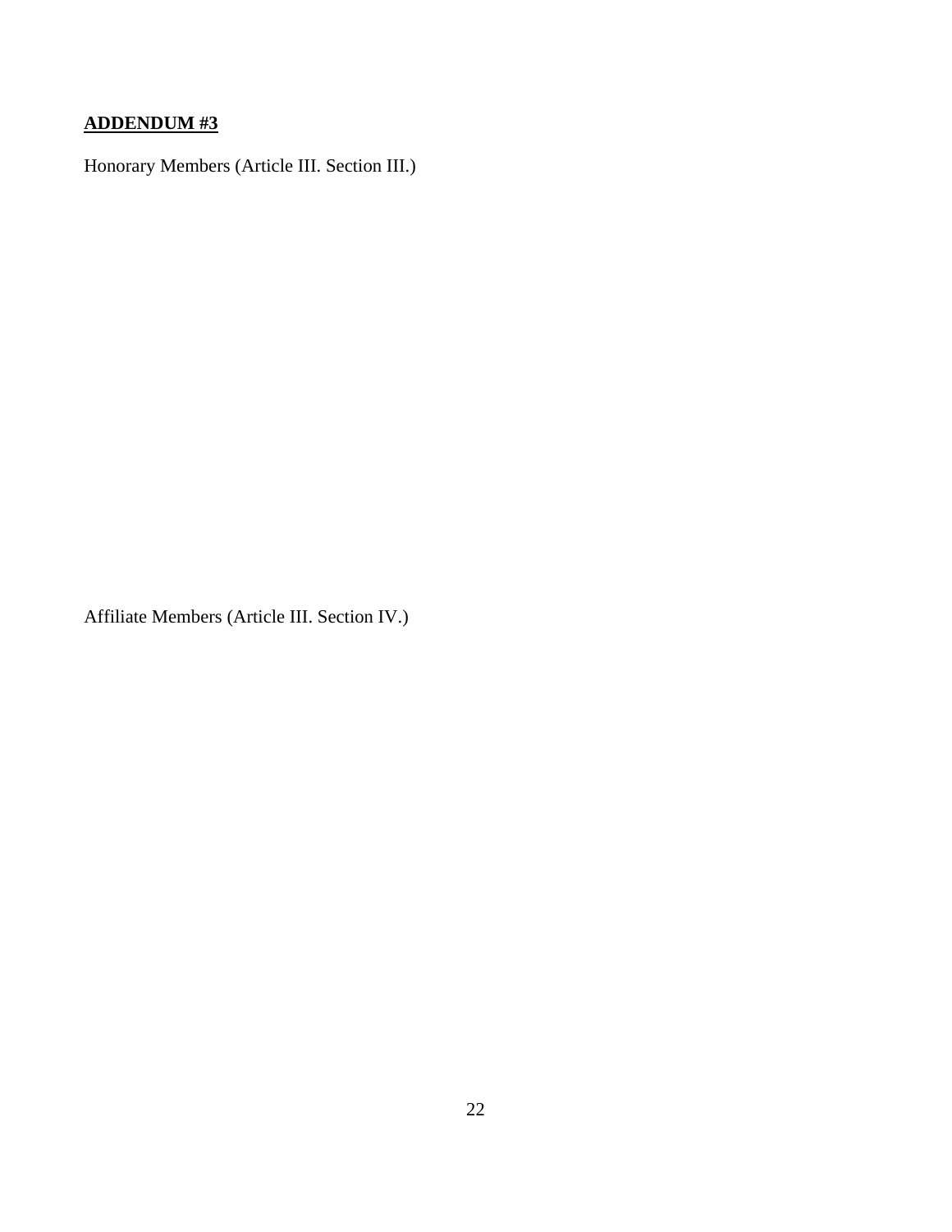**ADDENDUM #3**

Honorary Members (Article III. Section III.)

Affiliate Members (Article III. Section IV.)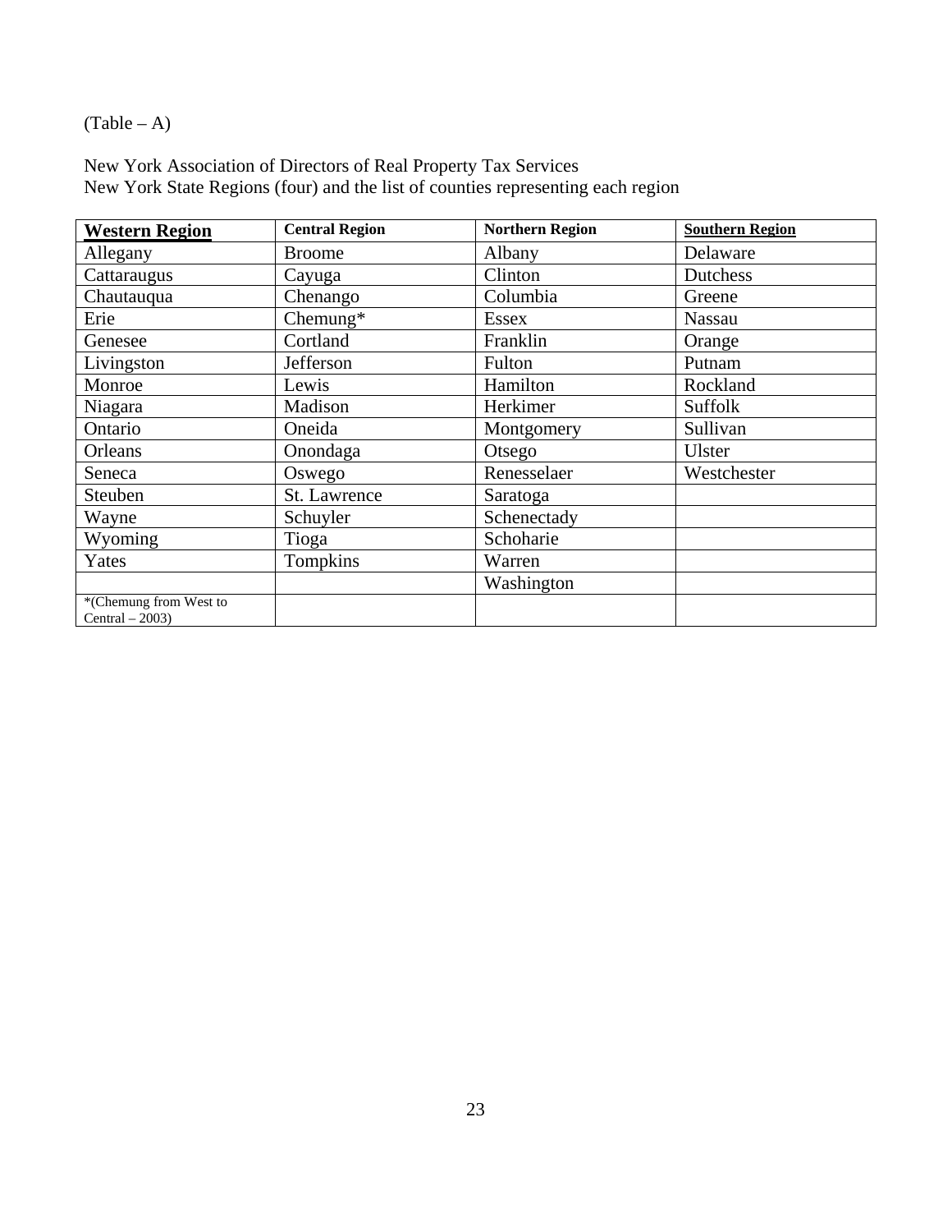(Table – A)

New York Association of Directors of Real Property Tax Services
New York State Regions (four) and the list of counties representing each region

| **Western Region** | **Central Region** | **Northern Region** | **Southern Region** |
|---|---|---|---|
| Allegany | Broome | Albany | Delaware |
| Cattaraugus | Cayuga | Clinton | Dutchess |
| Chautauqua | Chenango | Columbia | Greene |
| Erie | Chemung* | Essex | Nassau |
| Genesee | Cortland | Franklin | Orange |
| Livingston | Jefferson | Fulton | Putnam |
| Monroe | Lewis | Hamilton | Rockland |
| Niagara | Madison | Herkimer | Suffolk |
| Ontario | Oneida | Montgomery | Sullivan |
| Orleans | Onondaga | Otsego | Ulster |
| Seneca | Oswego | Renesselaer | Westchester |
| Steuben | St. Lawrence | Saratoga | |
| Wayne | Schuyler | Schenectady | |
| Wyoming | Tioga | Schoharie | |
| Yates | Tompkins | Warren | |
| | | Washington | |
| *(Chemung from West to Central – 2003) | | | |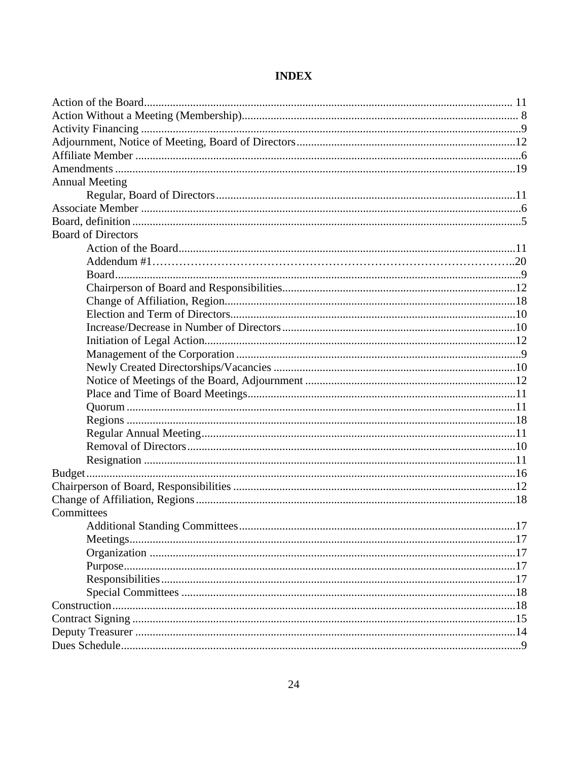# INDEX

Action of the Board ........................................ 11
Action Without a Meeting (Membership) ........................................ 8
Activity Financing ........................................ 9
Adjournment, Notice of Meeting, Board of Directors ........................................ 12
Affiliate Member ........................................ 6
Amendments ........................................ 19
Annual Meeting
- Regular, Board of Directors ........................................ 11

Associate Member ........................................ 6
Board, definition ........................................ 5
Board of Directors
- Action of the Board ........................................ 11
- Addendum #1 ........................................ 20
- Board ........................................ 9
- Chairperson of Board and Responsibilities ........................................ 12
- Change of Affiliation, Region ........................................ 18
- Election and Term of Directors ........................................ 10
- Increase/Decrease in Number of Directors ........................................ 10
- Initiation of Legal Action ........................................ 12
- Management of the Corporation ........................................ 9
- Newly Created Directorships/Vacancies ........................................ 10
- Notice of Meetings of the Board, Adjournment ........................................ 12
- Place and Time of Board Meetings ........................................ 11
- Quorum ........................................ 11
- Regions ........................................ 18
- Regular Annual Meeting ........................................ 11
- Removal of Directors ........................................ 10
- Resignation ........................................ 11

Budget ........................................ 16
Chairperson of Board, Responsibilities ........................................ 12
Change of Affiliation, Regions ........................................ 18
Committees
- Additional Standing Committees ........................................ 17
- Meetings ........................................ 17
- Organization ........................................ 17
- Purpose ........................................ 17
- Responsibilities ........................................ 17
- Special Committees ........................................ 18

Construction ........................................ 18
Contract Signing ........................................ 15
Deputy Treasurer ........................................ 14
Dues Schedule ........................................ 9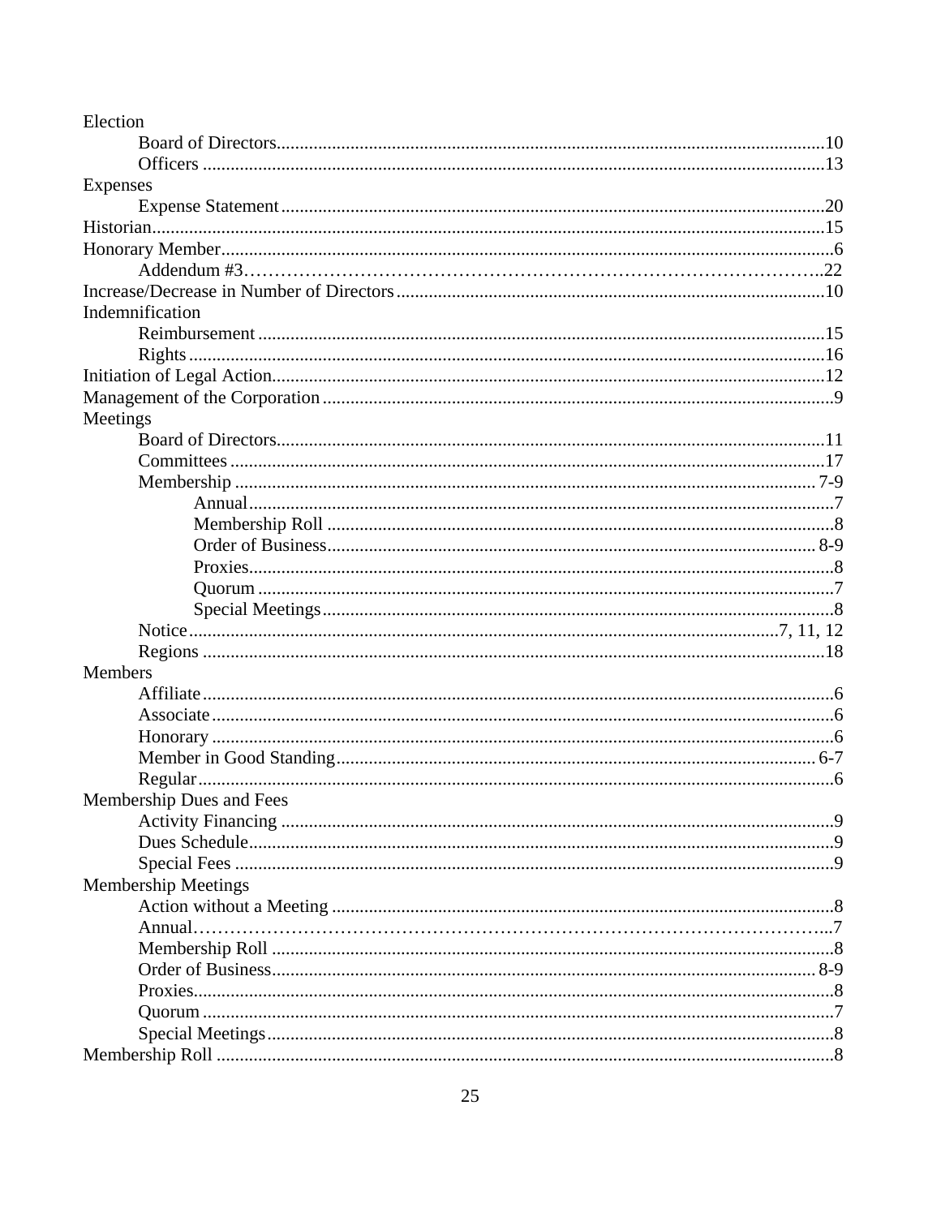Election
- Board of Directors......10
- Officers......13

Expenses
- Expense Statement......20

Historian......15

Honorary Member......6
- Addendum #3......22

Increase/Decrease in Number of Directors......10

Indemnification
- Reimbursement......15
- Rights......16

Initiation of Legal Action......12

Management of the Corporation......9

Meetings
- Board of Directors......11
- Committees......17
- Membership......7-9
  - Annual......7
  - Membership Roll......8
  - Order of Business......8-9
  - Proxies......8
  - Quorum......7
  - Special Meetings......8
- Notice......7, 11, 12
- Regions......18

Members
- Affiliate......6
- Associate......6
- Honorary......6
- Member in Good Standing......6-7
- Regular......6

Membership Dues and Fees
- Activity Financing......9
- Dues Schedule......9
- Special Fees......9

Membership Meetings
- Action without a Meeting......8
- Annual......7
- Membership Roll......8
- Order of Business......8-9
- Proxies......8
- Quorum......7
- Special Meetings......8

Membership Roll......8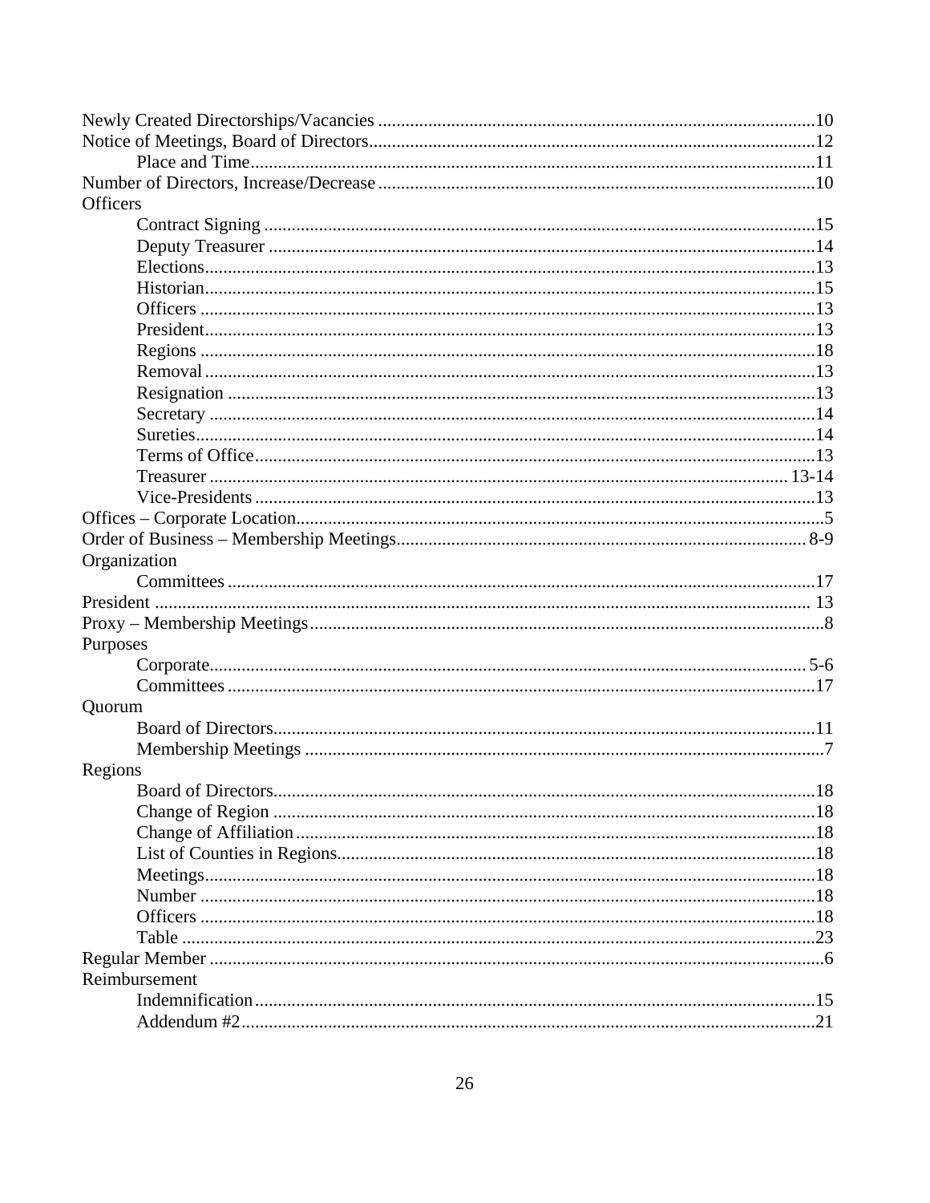Newly Created Directorships/Vacancies ....................................................................................10
Notice of Meetings, Board of Directors.....................................................................................12

- Place and Time..................................................................................................11

Number of Directors, Increase/Decrease ....................................................................................10

Officers

- Contract Signing ................................................................................................15
- Deputy Treasurer ...............................................................................................14
- Elections.............................................................................................................13
- Historian.............................................................................................................15
- Officers ..............................................................................................................13
- President.............................................................................................................13
- Regions ..............................................................................................................18
- Removal .............................................................................................................13
- Resignation ........................................................................................................13
- Secretary ............................................................................................................14
- Sureties...............................................................................................................14
- Terms of Office..................................................................................................13
- Treasurer .......................................................................................................... 13-14
- Vice-Presidents ..................................................................................................13

Offices – Corporate Location..........................................................................................................5
Order of Business – Membership Meetings................................................................................ 8-9

Organization

- Committees ........................................................................................................17

President ......................................................................................................................................... 13
Proxy – Membership Meetings........................................................................................................8

Purposes

- Corporate.......................................................................................................... 5-6
- Committees ........................................................................................................17

Quorum

- Board of Directors..............................................................................................11
- Membership Meetings .........................................................................................7

Regions

- Board of Directors..............................................................................................18
- Change of Region ..............................................................................................18
- Change of Affiliation .........................................................................................18
- List of Counties in Regions................................................................................18
- Meetings.............................................................................................................18
- Number ..............................................................................................................18
- Officers ..............................................................................................................18
- Table ..................................................................................................................23

Regular Member ..............................................................................................................................6

Reimbursement

- Indemnification..................................................................................................15
- Addendum #2.....................................................................................................21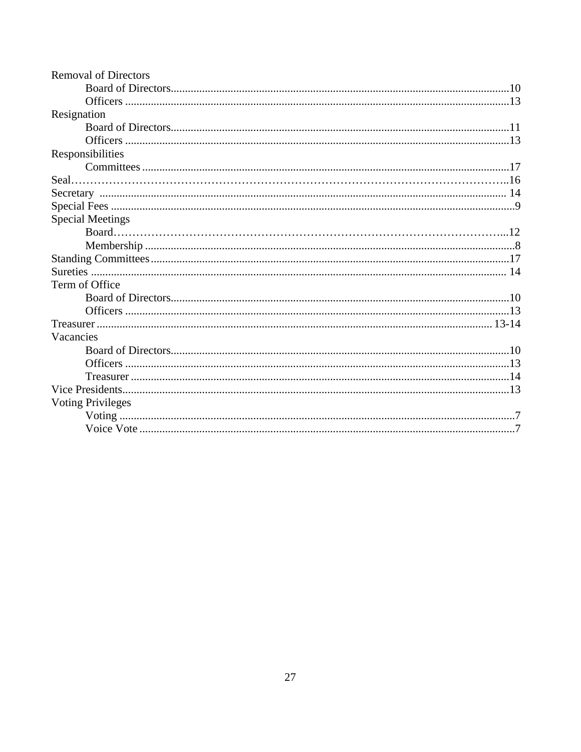Removal of Directors
- Board of Directors........10
- Officers........13

Resignation
- Board of Directors........11
- Officers........13

Responsibilities
- Committees........17

Seal........16

Secretary........14

Special Fees........9

Special Meetings
- Board........12
- Membership........8

Standing Committees........17

Sureties........14

Term of Office
- Board of Directors........10
- Officers........13

Treasurer........13-14

Vacancies
- Board of Directors........10
- Officers........13
- Treasurer........14

Vice Presidents........13

Voting Privileges
- Voting........7
- Voice Vote........7